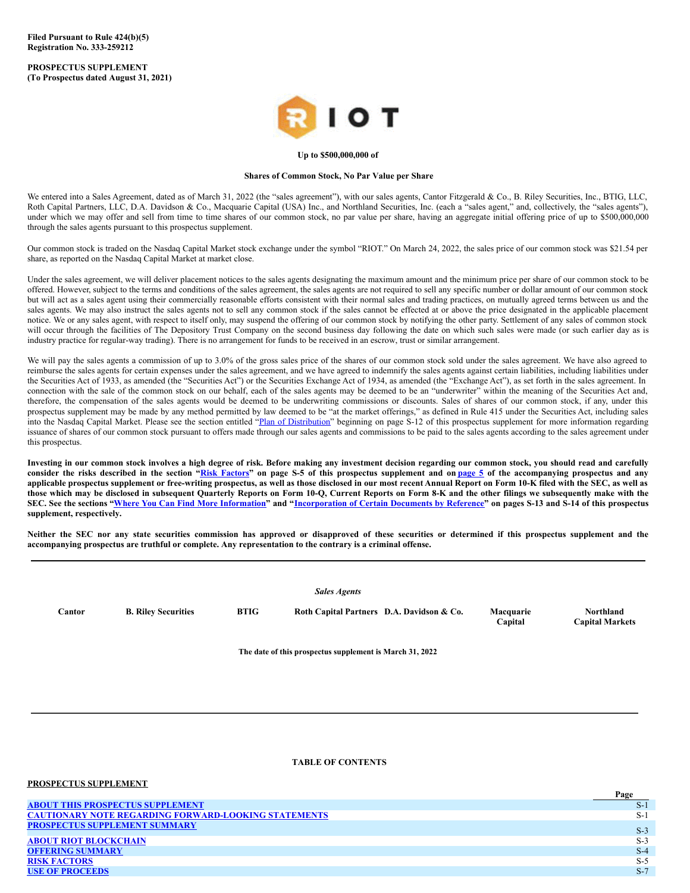**Filed Pursuant to Rule 424(b)(5)**
**Registration No. 333-259212**

**PROSPECTUS SUPPLEMENT**
**(To Prospectus dated August 31, 2021)**

RIOT

**Up to $500,000,000 of**

**Shares of Common Stock, No Par Value per Share**

We entered into a Sales Agreement, dated as of March 31, 2022 (the "sales agreement"), with our sales agents, Cantor Fitzgerald & Co., B. Riley Securities, Inc., BTIG, LLC, Roth Capital Partners, LLC, D.A. Davidson & Co., Macquarie Capital (USA) Inc., and Northland Securities, Inc. (each a "sales agent," and, collectively, the "sales agents"), under which we may offer and sell from time to time shares of our common stock, no par value per share, having an aggregate initial offering price of up to $500,000,000 through the sales agents pursuant to this prospectus supplement.

Our common stock is traded on the Nasdaq Capital Market stock exchange under the symbol "RIOT." On March 24, 2022, the sales price of our common stock was $21.54 per share, as reported on the Nasdaq Capital Market at market close.

Under the sales agreement, we will deliver placement notices to the sales agents designating the maximum amount and the minimum price per share of our common stock to be offered. However, subject to the terms and conditions of the sales agreement, the sales agents are not required to sell any specific number or dollar amount of our common stock but will act as a sales agent using their commercially reasonable efforts consistent with their normal sales and trading practices, on mutually agreed terms between us and the sales agents. We may also instruct the sales agents not to sell any common stock if the sales cannot be effected at or above the price designated in the applicable placement notice. We or any sales agent, with respect to itself only, may suspend the offering of our common stock by notifying the other party. Settlement of any sales of common stock will occur through the facilities of The Depository Trust Company on the second business day following the date on which such sales were made (or such earlier day as is industry practice for regular-way trading). There is no arrangement for funds to be received in an escrow, trust or similar arrangement.

We will pay the sales agents a commission of up to 3.0% of the gross sales price of the shares of our common stock sold under the sales agreement. We have also agreed to reimburse the sales agents for certain expenses under the sales agreement, and we have agreed to indemnify the sales agents against certain liabilities, including liabilities under the Securities Act of 1933, as amended (the "Securities Act") or the Securities Exchange Act of 1934, as amended (the "Exchange Act"), as set forth in the sales agreement. In connection with the sale of the common stock on our behalf, each of the sales agents may be deemed to be an "underwriter" within the meaning of the Securities Act and, therefore, the compensation of the sales agents would be deemed to be underwriting commissions or discounts. Sales of shares of our common stock, if any, under this prospectus supplement may be made by any method permitted by law deemed to be "at the market offerings," as defined in Rule 415 under the Securities Act, including sales into the Nasdaq Capital Market. Please see the section entitled "Plan of Distribution" beginning on page S-12 of this prospectus supplement for more information regarding issuance of shares of our common stock pursuant to offers made through our sales agents and commissions to be paid to the sales agents according to the sales agreement under this prospectus.

**Investing in our common stock involves a high degree of risk. Before making any investment decision regarding our common stock, you should read and carefully consider the risks described in the section "Risk Factors" on page S-5 of this prospectus supplement and on page 5 of the accompanying prospectus and any applicable prospectus supplement or free-writing prospectus, as well as those disclosed in our most recent Annual Report on Form 10-K filed with the SEC, as well as those which may be disclosed in subsequent Quarterly Reports on Form 10-Q, Current Reports on Form 8-K and the other filings we subsequently make with the SEC. See the sections "Where You Can Find More Information" and "Incorporation of Certain Documents by Reference" on pages S-13 and S-14 of this prospectus supplement, respectively.**

**Neither the SEC nor any state securities commission has approved or disapproved of these securities or determined if this prospectus supplement and the accompanying prospectus are truthful or complete. Any representation to the contrary is a criminal offense.**

***Sales Agents***

**Cantor** | **B. Riley Securities** | **BTIG** | **Roth Capital Partners** | **D.A. Davidson & Co.** | **Macquarie Capital** | **Northland Capital Markets**

**The date of this prospectus supplement is March 31, 2022**

**TABLE OF CONTENTS**

**PROSPECTUS SUPPLEMENT**

| | Page |
|---|---|
| ABOUT THIS PROSPECTUS SUPPLEMENT | S-1 |
| CAUTIONARY NOTE REGARDING FORWARD-LOOKING STATEMENTS | S-1 |
| PROSPECTUS SUPPLEMENT SUMMARY | S-3 |
| ABOUT RIOT BLOCKCHAIN | S-3 |
| OFFERING SUMMARY | S-4 |
| RISK FACTORS | S-5 |
| USE OF PROCEEDS | S-7 |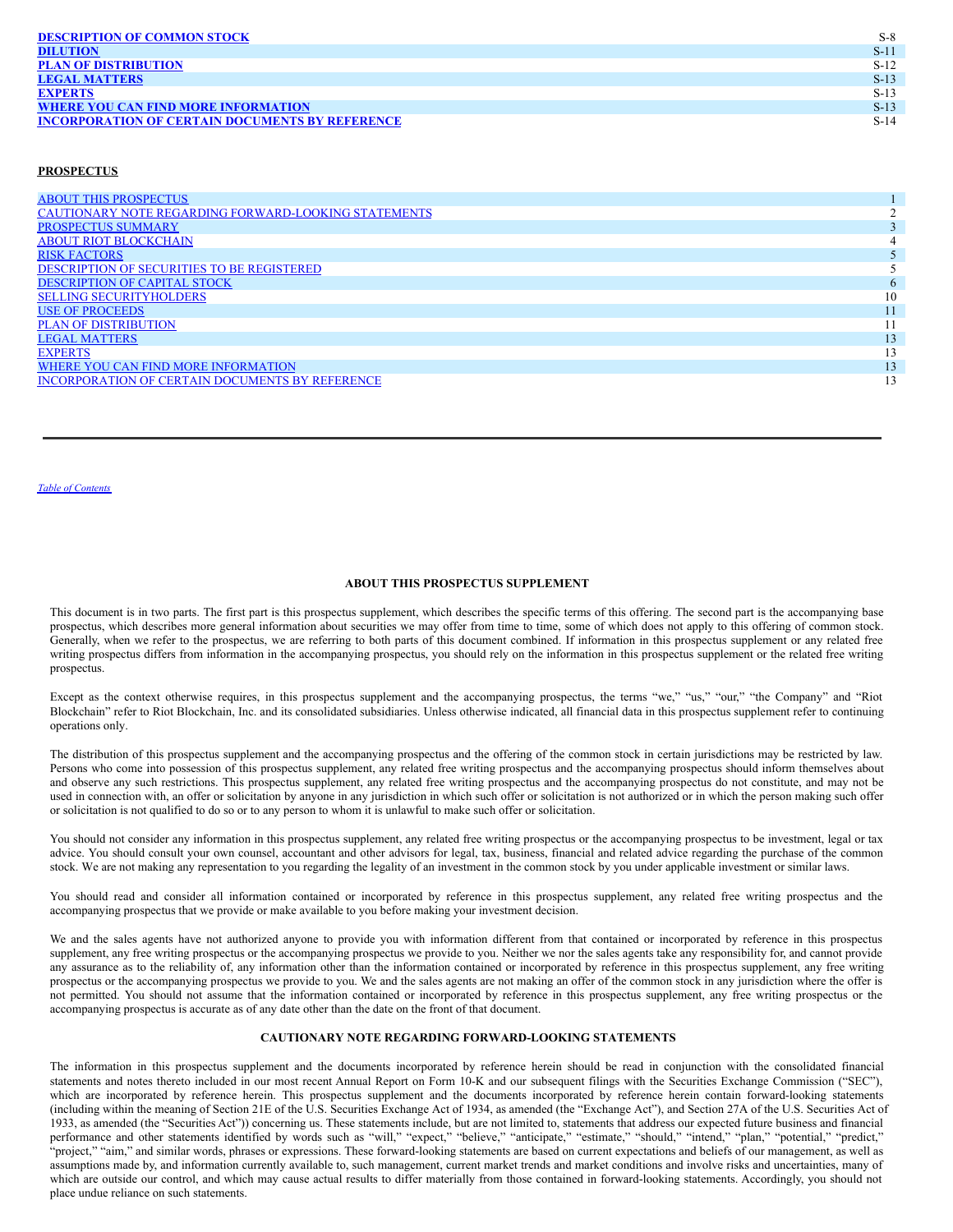| | |
|---|---|
| DESCRIPTION OF COMMON STOCK | S-8 |
| DILUTION | S-11 |
| PLAN OF DISTRIBUTION | S-12 |
| LEGAL MATTERS | S-13 |
| EXPERTS | S-13 |
| WHERE YOU CAN FIND MORE INFORMATION | S-13 |
| INCORPORATION OF CERTAIN DOCUMENTS BY REFERENCE | S-14 |

**PROSPECTUS**

| | |
|---|---|
| ABOUT THIS PROSPECTUS | 1 |
| CAUTIONARY NOTE REGARDING FORWARD-LOOKING STATEMENTS | 2 |
| PROSPECTUS SUMMARY | 3 |
| ABOUT RIOT BLOCKCHAIN | 4 |
| RISK FACTORS | 5 |
| DESCRIPTION OF SECURITIES TO BE REGISTERED | 5 |
| DESCRIPTION OF CAPITAL STOCK | 6 |
| SELLING SECURITYHOLDERS | 10 |
| USE OF PROCEEDS | 11 |
| PLAN OF DISTRIBUTION | 11 |
| LEGAL MATTERS | 13 |
| EXPERTS | 13 |
| WHERE YOU CAN FIND MORE INFORMATION | 13 |
| INCORPORATION OF CERTAIN DOCUMENTS BY REFERENCE | 13 |

## ABOUT THIS PROSPECTUS SUPPLEMENT

This document is in two parts. The first part is this prospectus supplement, which describes the specific terms of this offering. The second part is the accompanying base prospectus, which describes more general information about securities we may offer from time to time, some of which does not apply to this offering of common stock. Generally, when we refer to the prospectus, we are referring to both parts of this document combined. If information in this prospectus supplement or any related free writing prospectus differs from information in the accompanying prospectus, you should rely on the information in this prospectus supplement or the related free writing prospectus.

Except as the context otherwise requires, in this prospectus supplement and the accompanying prospectus, the terms "we," "us," "our," "the Company" and "Riot Blockchain" refer to Riot Blockchain, Inc. and its consolidated subsidiaries. Unless otherwise indicated, all financial data in this prospectus supplement refer to continuing operations only.

The distribution of this prospectus supplement and the accompanying prospectus and the offering of the common stock in certain jurisdictions may be restricted by law. Persons who come into possession of this prospectus supplement, any related free writing prospectus and the accompanying prospectus should inform themselves about and observe any such restrictions. This prospectus supplement, any related free writing prospectus and the accompanying prospectus do not constitute, and may not be used in connection with, an offer or solicitation by anyone in any jurisdiction in which such offer or solicitation is not authorized or in which the person making such offer or solicitation is not qualified to do so or to any person to whom it is unlawful to make such offer or solicitation.

You should not consider any information in this prospectus supplement, any related free writing prospectus or the accompanying prospectus to be investment, legal or tax advice. You should consult your own counsel, accountant and other advisors for legal, tax, business, financial and related advice regarding the purchase of the common stock. We are not making any representation to you regarding the legality of an investment in the common stock by you under applicable investment or similar laws.

You should read and consider all information contained or incorporated by reference in this prospectus supplement, any related free writing prospectus and the accompanying prospectus that we provide or make available to you before making your investment decision.

We and the sales agents have not authorized anyone to provide you with information different from that contained or incorporated by reference in this prospectus supplement, any free writing prospectus or the accompanying prospectus we provide to you. Neither we nor the sales agents take any responsibility for, and cannot provide any assurance as to the reliability of, any information other than the information contained or incorporated by reference in this prospectus supplement, any free writing prospectus or the accompanying prospectus we provide to you. We and the sales agents are not making an offer of the common stock in any jurisdiction where the offer is not permitted. You should not assume that the information contained or incorporated by reference in this prospectus supplement, any free writing prospectus or the accompanying prospectus is accurate as of any date other than the date on the front of that document.

## CAUTIONARY NOTE REGARDING FORWARD-LOOKING STATEMENTS

The information in this prospectus supplement and the documents incorporated by reference herein should be read in conjunction with the consolidated financial statements and notes thereto included in our most recent Annual Report on Form 10-K and our subsequent filings with the Securities Exchange Commission ("SEC"), which are incorporated by reference herein. This prospectus supplement and the documents incorporated by reference herein contain forward-looking statements (including within the meaning of Section 21E of the U.S. Securities Exchange Act of 1934, as amended (the "Exchange Act"), and Section 27A of the U.S. Securities Act of 1933, as amended (the "Securities Act")) concerning us. These statements include, but are not limited to, statements that address our expected future business and financial performance and other statements identified by words such as "will," "expect," "believe," "anticipate," "estimate," "should," "intend," "plan," "potential," "predict," "project," "aim," and similar words, phrases or expressions. These forward-looking statements are based on current expectations and beliefs of our management, as well as assumptions made by, and information currently available to, such management, current market trends and market conditions and involve risks and uncertainties, many of which are outside our control, and which may cause actual results to differ materially from those contained in forward-looking statements. Accordingly, you should not place undue reliance on such statements.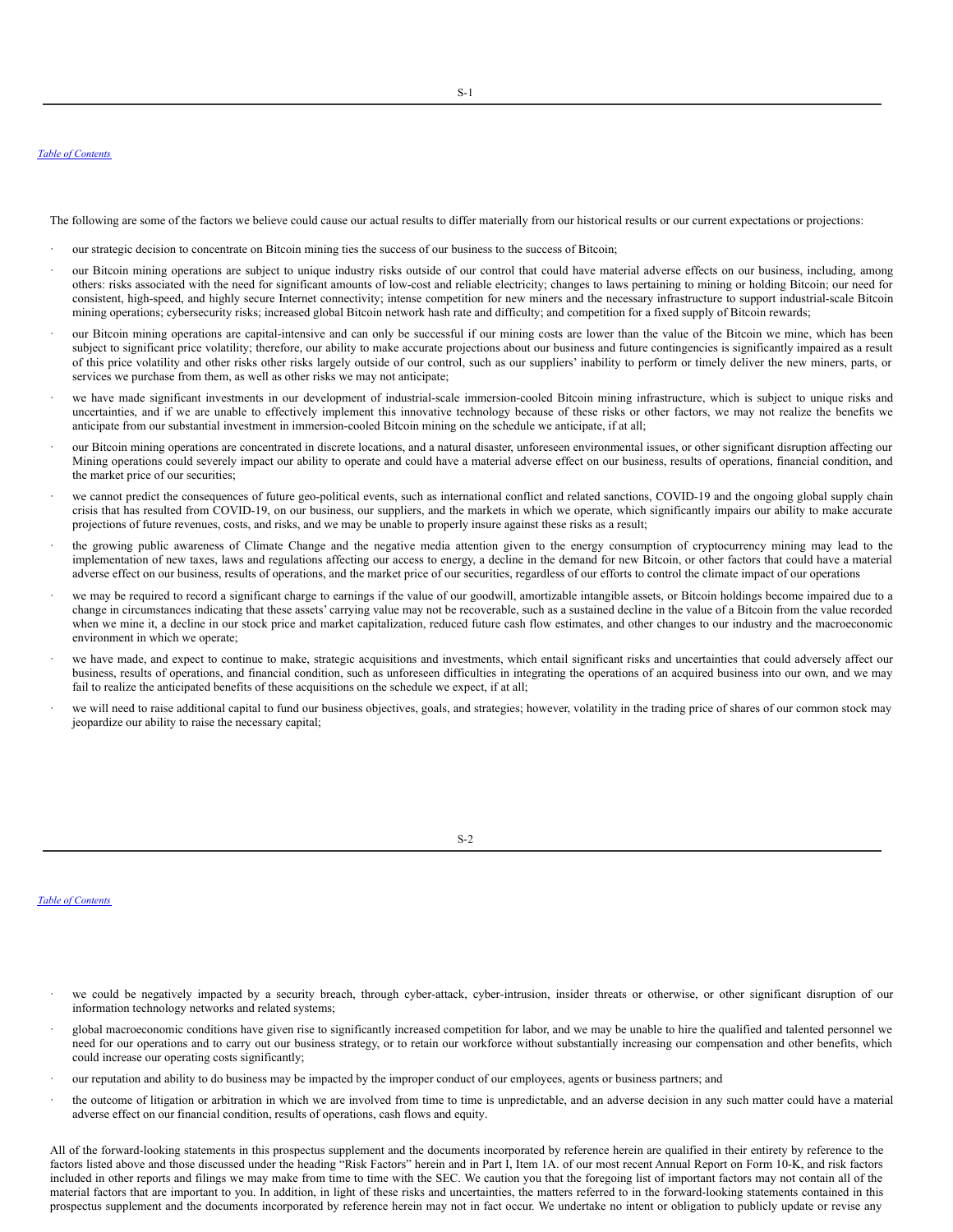The following are some of the factors we believe could cause our actual results to differ materially from our historical results or our current expectations or projections:

- our strategic decision to concentrate on Bitcoin mining ties the success of our business to the success of Bitcoin;
- our Bitcoin mining operations are subject to unique industry risks outside of our control that could have material adverse effects on our business, including, among others: risks associated with the need for significant amounts of low-cost and reliable electricity; changes to laws pertaining to mining or holding Bitcoin; our need for consistent, high-speed, and highly secure Internet connectivity; intense competition for new miners and the necessary infrastructure to support industrial-scale Bitcoin mining operations; cybersecurity risks; increased global Bitcoin network hash rate and difficulty; and competition for a fixed supply of Bitcoin rewards;
- our Bitcoin mining operations are capital-intensive and can only be successful if our mining costs are lower than the value of the Bitcoin we mine, which has been subject to significant price volatility; therefore, our ability to make accurate projections about our business and future contingencies is significantly impaired as a result of this price volatility and other risks other risks largely outside of our control, such as our suppliers' inability to perform or timely deliver the new miners, parts, or services we purchase from them, as well as other risks we may not anticipate;
- we have made significant investments in our development of industrial-scale immersion-cooled Bitcoin mining infrastructure, which is subject to unique risks and uncertainties, and if we are unable to effectively implement this innovative technology because of these risks or other factors, we may not realize the benefits we anticipate from our substantial investment in immersion-cooled Bitcoin mining on the schedule we anticipate, if at all;
- our Bitcoin mining operations are concentrated in discrete locations, and a natural disaster, unforeseen environmental issues, or other significant disruption affecting our Mining operations could severely impact our ability to operate and could have a material adverse effect on our business, results of operations, financial condition, and the market price of our securities;
- we cannot predict the consequences of future geo-political events, such as international conflict and related sanctions, COVID-19 and the ongoing global supply chain crisis that has resulted from COVID-19, on our business, our suppliers, and the markets in which we operate, which significantly impairs our ability to make accurate projections of future revenues, costs, and risks, and we may be unable to properly insure against these risks as a result;
- the growing public awareness of Climate Change and the negative media attention given to the energy consumption of cryptocurrency mining may lead to the implementation of new taxes, laws and regulations affecting our access to energy, a decline in the demand for new Bitcoin, or other factors that could have a material adverse effect on our business, results of operations, and the market price of our securities, regardless of our efforts to control the climate impact of our operations
- we may be required to record a significant charge to earnings if the value of our goodwill, amortizable intangible assets, or Bitcoin holdings become impaired due to a change in circumstances indicating that these assets' carrying value may not be recoverable, such as a sustained decline in the value of a Bitcoin from the value recorded when we mine it, a decline in our stock price and market capitalization, reduced future cash flow estimates, and other changes to our industry and the macroeconomic environment in which we operate;
- we have made, and expect to continue to make, strategic acquisitions and investments, which entail significant risks and uncertainties that could adversely affect our business, results of operations, and financial condition, such as unforeseen difficulties in integrating the operations of an acquired business into our own, and we may fail to realize the anticipated benefits of these acquisitions on the schedule we expect, if at all;
- we will need to raise additional capital to fund our business objectives, goals, and strategies; however, volatility in the trading price of shares of our common stock may jeopardize our ability to raise the necessary capital;
- we could be negatively impacted by a security breach, through cyber-attack, cyber-intrusion, insider threats or otherwise, or other significant disruption of our information technology networks and related systems;
- global macroeconomic conditions have given rise to significantly increased competition for labor, and we may be unable to hire the qualified and talented personnel we need for our operations and to carry out our business strategy, or to retain our workforce without substantially increasing our compensation and other benefits, which could increase our operating costs significantly;
- our reputation and ability to do business may be impacted by the improper conduct of our employees, agents or business partners; and
- the outcome of litigation or arbitration in which we are involved from time to time is unpredictable, and an adverse decision in any such matter could have a material adverse effect on our financial condition, results of operations, cash flows and equity.

All of the forward-looking statements in this prospectus supplement and the documents incorporated by reference herein are qualified in their entirety by reference to the factors listed above and those discussed under the heading "Risk Factors" herein and in Part I, Item 1A. of our most recent Annual Report on Form 10-K, and risk factors included in other reports and filings we may make from time to time with the SEC. We caution you that the foregoing list of important factors may not contain all of the material factors that are important to you. In addition, in light of these risks and uncertainties, the matters referred to in the forward-looking statements contained in this prospectus supplement and the documents incorporated by reference herein may not in fact occur. We undertake no intent or obligation to publicly update or revise any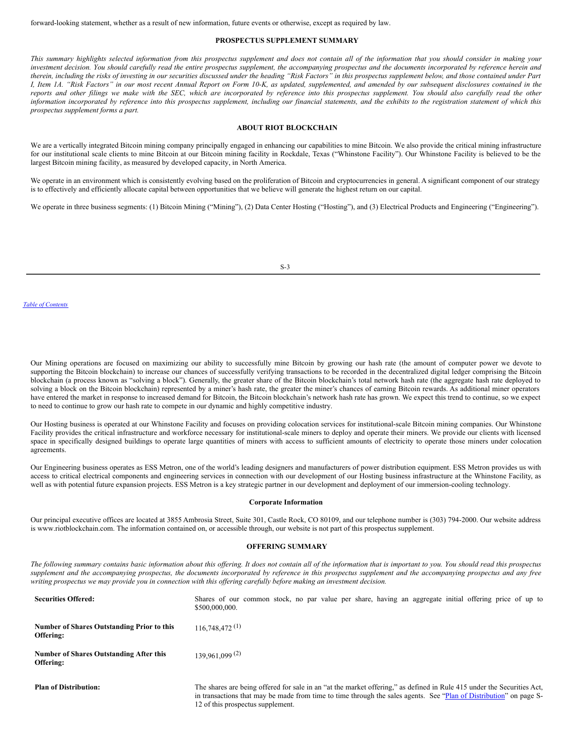forward-looking statement, whether as a result of new information, future events or otherwise, except as required by law.

## PROSPECTUS SUPPLEMENT SUMMARY

*This summary highlights selected information from this prospectus supplement and does not contain all of the information that you should consider in making your investment decision. You should carefully read the entire prospectus supplement, the accompanying prospectus and the documents incorporated by reference herein and therein, including the risks of investing in our securities discussed under the heading "Risk Factors" in this prospectus supplement below, and those contained under Part I, Item 1A. "Risk Factors" in our most recent Annual Report on Form 10-K, as updated, supplemented, and amended by our subsequent disclosures contained in the reports and other filings we make with the SEC, which are incorporated by reference into this prospectus supplement. You should also carefully read the other information incorporated by reference into this prospectus supplement, including our financial statements, and the exhibits to the registration statement of which this prospectus supplement forms a part.*

## ABOUT RIOT BLOCKCHAIN

We are a vertically integrated Bitcoin mining company principally engaged in enhancing our capabilities to mine Bitcoin. We also provide the critical mining infrastructure for our institutional scale clients to mine Bitcoin at our Bitcoin mining facility in Rockdale, Texas ("Whinstone Facility"). Our Whinstone Facility is believed to be the largest Bitcoin mining facility, as measured by developed capacity, in North America.

We operate in an environment which is consistently evolving based on the proliferation of Bitcoin and cryptocurrencies in general. A significant component of our strategy is to effectively and efficiently allocate capital between opportunities that we believe will generate the highest return on our capital.

We operate in three business segments: (1) Bitcoin Mining ("Mining"), (2) Data Center Hosting ("Hosting"), and (3) Electrical Products and Engineering ("Engineering").

Our Mining operations are focused on maximizing our ability to successfully mine Bitcoin by growing our hash rate (the amount of computer power we devote to supporting the Bitcoin blockchain) to increase our chances of successfully verifying transactions to be recorded in the decentralized digital ledger comprising the Bitcoin blockchain (a process known as "solving a block"). Generally, the greater share of the Bitcoin blockchain's total network hash rate (the aggregate hash rate deployed to solving a block on the Bitcoin blockchain) represented by a miner's hash rate, the greater the miner's chances of earning Bitcoin rewards. As additional miner operators have entered the market in response to increased demand for Bitcoin, the Bitcoin blockchain's network hash rate has grown. We expect this trend to continue, so we expect to need to continue to grow our hash rate to compete in our dynamic and highly competitive industry.

Our Hosting business is operated at our Whinstone Facility and focuses on providing colocation services for institutional-scale Bitcoin mining companies. Our Whinstone Facility provides the critical infrastructure and workforce necessary for institutional-scale miners to deploy and operate their miners. We provide our clients with licensed space in specifically designed buildings to operate large quantities of miners with access to sufficient amounts of electricity to operate those miners under colocation agreements.

Our Engineering business operates as ESS Metron, one of the world's leading designers and manufacturers of power distribution equipment. ESS Metron provides us with access to critical electrical components and engineering services in connection with our development of our Hosting business infrastructure at the Whinstone Facility, as well as with potential future expansion projects. ESS Metron is a key strategic partner in our development and deployment of our immersion-cooling technology.

### Corporate Information

Our principal executive offices are located at 3855 Ambrosia Street, Suite 301, Castle Rock, CO 80109, and our telephone number is (303) 794-2000. Our website address is www.riotblockchain.com. The information contained on, or accessible through, our website is not part of this prospectus supplement.

## OFFERING SUMMARY

*The following summary contains basic information about this offering. It does not contain all of the information that is important to you. You should read this prospectus supplement and the accompanying prospectus, the documents incorporated by reference in this prospectus supplement and the accompanying prospectus and any free writing prospectus we may provide you in connection with this offering carefully before making an investment decision.*

| | |
|---|---|
| **Securities Offered:** | Shares of our common stock, no par value per share, having an aggregate initial offering price of up to $500,000,000. |
| **Number of Shares Outstanding Prior to this Offering:** | 116,748,472 (1) |
| **Number of Shares Outstanding After this Offering:** | 139,961,099 (2) |
| **Plan of Distribution:** | The shares are being offered for sale in an "at the market offering," as defined in Rule 415 under the Securities Act, in transactions that may be made from time to time through the sales agents. See "Plan of Distribution" on page S-12 of this prospectus supplement. |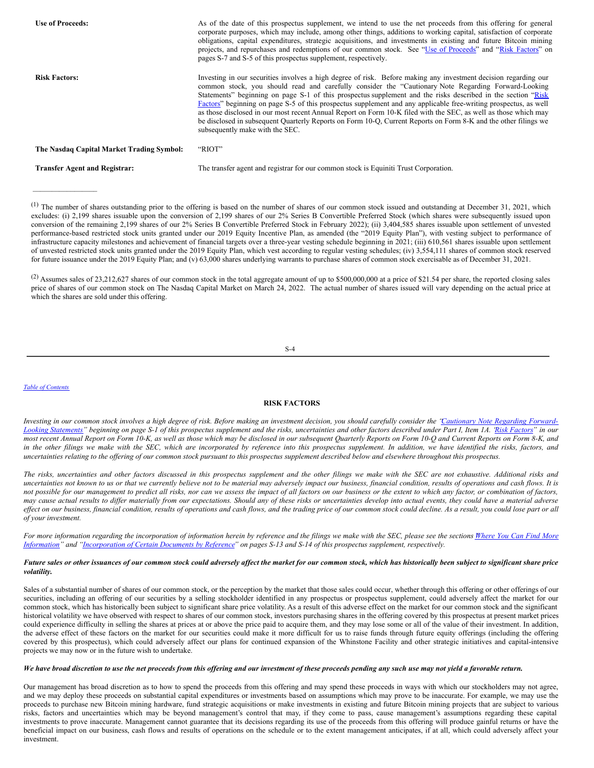| | |
|---|---|
| **Use of Proceeds:** | As of the date of this prospectus supplement, we intend to use the net proceeds from this offering for general corporate purposes, which may include, among other things, additions to working capital, satisfaction of corporate obligations, capital expenditures, strategic acquisitions, and investments in existing and future Bitcoin mining projects, and repurchases and redemptions of our common stock. See "Use of Proceeds" and "Risk Factors" on pages S-7 and S-5 of this prospectus supplement, respectively. |
| **Risk Factors:** | Investing in our securities involves a high degree of risk. Before making any investment decision regarding our common stock, you should read and carefully consider the "Cautionary Note Regarding Forward-Looking Statements" beginning on page S-1 of this prospectus supplement and the risks described in the section "Risk Factors" beginning on page S-5 of this prospectus supplement and any applicable free-writing prospectus, as well as those disclosed in our most recent Annual Report on Form 10-K filed with the SEC, as well as those which may be disclosed in subsequent Quarterly Reports on Form 10-Q, Current Reports on Form 8-K and the other filings we subsequently make with the SEC. |
| **The Nasdaq Capital Market Trading Symbol:** | "RIOT" |
| **Transfer Agent and Registrar:** | The transfer agent and registrar for our common stock is Equiniti Trust Corporation. |

(1) The number of shares outstanding prior to the offering is based on the number of shares of our common stock issued and outstanding at December 31, 2021, which excludes: (i) 2,199 shares issuable upon the conversion of 2,199 shares of our 2% Series B Convertible Preferred Stock (which shares were subsequently issued upon conversion of the remaining 2,199 shares of our 2% Series B Convertible Preferred Stock in February 2022); (ii) 3,404,585 shares issuable upon settlement of unvested performance-based restricted stock units granted under our 2019 Equity Incentive Plan, as amended (the "2019 Equity Plan"), with vesting subject to performance of infrastructure capacity milestones and achievement of financial targets over a three-year vesting schedule beginning in 2021; (iii) 610,561 shares issuable upon settlement of unvested restricted stock units granted under the 2019 Equity Plan, which vest according to regular vesting schedules; (iv) 3,554,111 shares of common stock reserved for future issuance under the 2019 Equity Plan; and (v) 63,000 shares underlying warrants to purchase shares of common stock exercisable as of December 31, 2021.

(2) Assumes sales of 23,212,627 shares of our common stock in the total aggregate amount of up to $500,000,000 at a price of $21.54 per share, the reported closing sales price of shares of our common stock on The Nasdaq Capital Market on March 24, 2022. The actual number of shares issued will vary depending on the actual price at which the shares are sold under this offering.

## RISK FACTORS

*Investing in our common stock involves a high degree of risk. Before making an investment decision, you should carefully consider the "Cautionary Note Regarding Forward-Looking Statements" beginning on page S-1 of this prospectus supplement and the risks, uncertainties and other factors described under Part I, Item 1A. "Risk Factors" in our most recent Annual Report on Form 10-K, as well as those which may be disclosed in our subsequent Quarterly Reports on Form 10-Q and Current Reports on Form 8-K, and in the other filings we make with the SEC, which are incorporated by reference into this prospectus supplement. In addition, we have identified the risks, factors, and uncertainties relating to the offering of our common stock pursuant to this prospectus supplement described below and elsewhere throughout this prospectus.*

*The risks, uncertainties and other factors discussed in this prospectus supplement and the other filings we make with the SEC are not exhaustive. Additional risks and uncertainties not known to us or that we currently believe not to be material may adversely impact our business, financial condition, results of operations and cash flows. It is not possible for our management to predict all risks, nor can we assess the impact of all factors on our business or the extent to which any factor, or combination of factors, may cause actual results to differ materially from our expectations. Should any of these risks or uncertainties develop into actual events, they could have a material adverse effect on our business, financial condition, results of operations and cash flows, and the trading price of our common stock could decline. As a result, you could lose part or all of your investment.*

*For more information regarding the incorporation of information herein by reference and the filings we make with the SEC, please see the sections "Where You Can Find More Information" and "Incorporation of Certain Documents by Reference" on pages S-13 and S-14 of this prospectus supplement, respectively.*

***Future sales or other issuances of our common stock could adversely affect the market for our common stock, which has historically been subject to significant share price volatility.***

Sales of a substantial number of shares of our common stock, or the perception by the market that those sales could occur, whether through this offering or other offerings of our securities, including an offering of our securities by a selling stockholder identified in any prospectus or prospectus supplement, could adversely affect the market for our common stock, which has historically been subject to significant share price volatility. As a result of this adverse effect on the market for our common stock and the significant historical volatility we have observed with respect to shares of our common stock, investors purchasing shares in the offering covered by this prospectus at present market prices could experience difficulty in selling the shares at prices at or above the price paid to acquire them, and they may lose some or all of the value of their investment. In addition, the adverse effect of these factors on the market for our securities could make it more difficult for us to raise funds through future equity offerings (including the offering covered by this prospectus), which could adversely affect our plans for continued expansion of the Whinstone Facility and other strategic initiatives and capital-intensive projects we may now or in the future wish to undertake.

***We have broad discretion to use the net proceeds from this offering and our investment of these proceeds pending any such use may not yield a favorable return.***

Our management has broad discretion as to how to spend the proceeds from this offering and may spend these proceeds in ways with which our stockholders may not agree, and we may deploy these proceeds on substantial capital expenditures or investments based on assumptions which may prove to be inaccurate. For example, we may use the proceeds to purchase new Bitcoin mining hardware, fund strategic acquisitions or make investments in existing and future Bitcoin mining projects that are subject to various risks, factors and uncertainties which may be beyond management's control that may, if they come to pass, cause management's assumptions regarding these capital investments to prove inaccurate. Management cannot guarantee that its decisions regarding its use of the proceeds from this offering will produce gainful returns or have the beneficial impact on our business, cash flows and results of operations on the schedule or to the extent management anticipates, if at all, which could adversely affect your investment.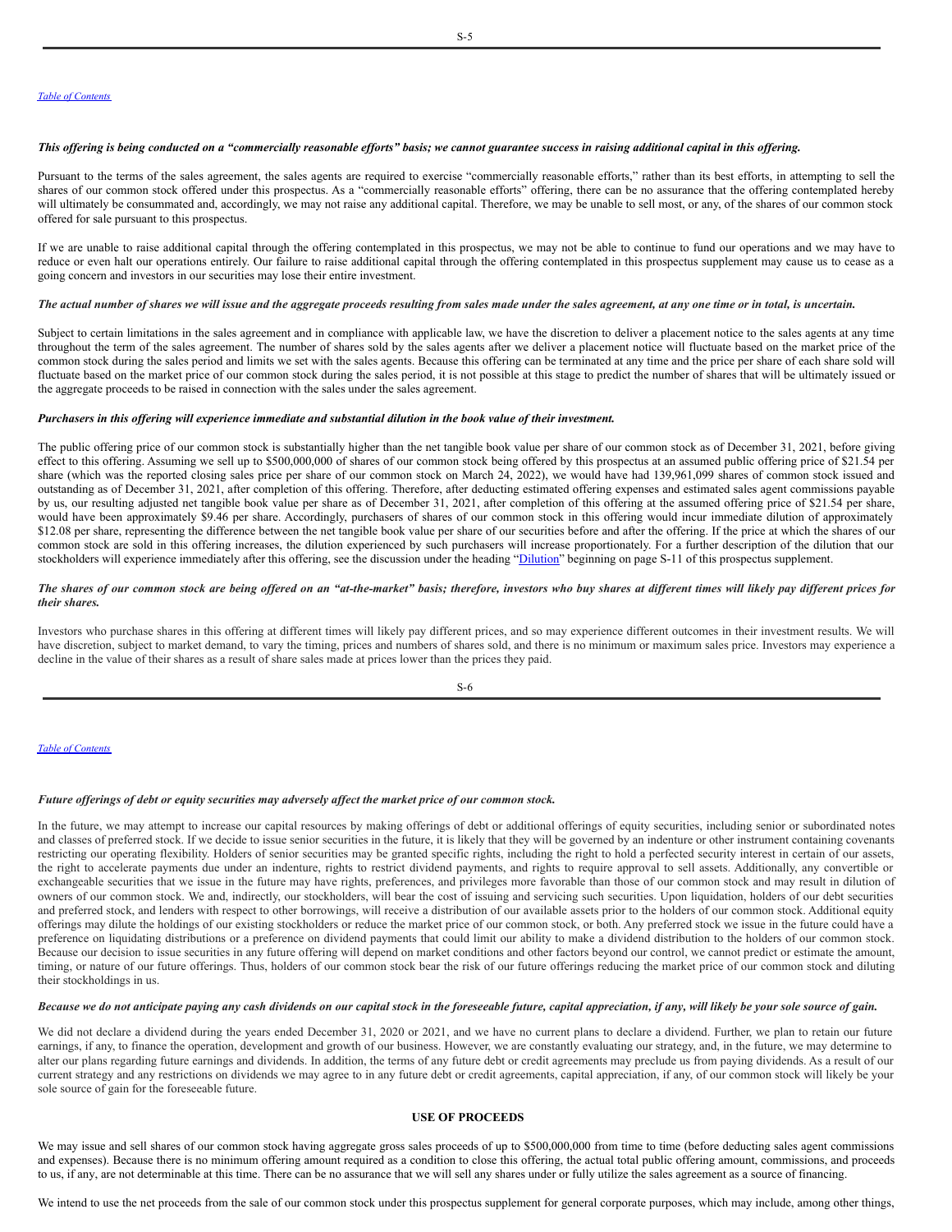*This offering is being conducted on a "commercially reasonable efforts" basis; we cannot guarantee success in raising additional capital in this offering.*

Pursuant to the terms of the sales agreement, the sales agents are required to exercise "commercially reasonable efforts," rather than its best efforts, in attempting to sell the shares of our common stock offered under this prospectus. As a "commercially reasonable efforts" offering, there can be no assurance that the offering contemplated hereby will ultimately be consummated and, accordingly, we may not raise any additional capital. Therefore, we may be unable to sell most, or any, of the shares of our common stock offered for sale pursuant to this prospectus.

If we are unable to raise additional capital through the offering contemplated in this prospectus, we may not be able to continue to fund our operations and we may have to reduce or even halt our operations entirely. Our failure to raise additional capital through the offering contemplated in this prospectus supplement may cause us to cease as a going concern and investors in our securities may lose their entire investment.

*The actual number of shares we will issue and the aggregate proceeds resulting from sales made under the sales agreement, at any one time or in total, is uncertain.*

Subject to certain limitations in the sales agreement and in compliance with applicable law, we have the discretion to deliver a placement notice to the sales agents at any time throughout the term of the sales agreement. The number of shares sold by the sales agents after we deliver a placement notice will fluctuate based on the market price of the common stock during the sales period and limits we set with the sales agents. Because this offering can be terminated at any time and the price per share of each share sold will fluctuate based on the market price of our common stock during the sales period, it is not possible at this stage to predict the number of shares that will be ultimately issued or the aggregate proceeds to be raised in connection with the sales under the sales agreement.

*Purchasers in this offering will experience immediate and substantial dilution in the book value of their investment.*

The public offering price of our common stock is substantially higher than the net tangible book value per share of our common stock as of December 31, 2021, before giving effect to this offering. Assuming we sell up to $500,000,000 of shares of our common stock being offered by this prospectus at an assumed public offering price of $21.54 per share (which was the reported closing sales price per share of our common stock on March 24, 2022), we would have had 139,961,099 shares of common stock issued and outstanding as of December 31, 2021, after completion of this offering. Therefore, after deducting estimated offering expenses and estimated sales agent commissions payable by us, our resulting adjusted net tangible book value per share as of December 31, 2021, after completion of this offering at the assumed offering price of $21.54 per share, would have been approximately $9.46 per share. Accordingly, purchasers of shares of our common stock in this offering would incur immediate dilution of approximately $12.08 per share, representing the difference between the net tangible book value per share of our securities before and after the offering. If the price at which the shares of our common stock are sold in this offering increases, the dilution experienced by such purchasers will increase proportionately. For a further description of the dilution that our stockholders will experience immediately after this offering, see the discussion under the heading "Dilution" beginning on page S-11 of this prospectus supplement.

*The shares of our common stock are being offered on an "at-the-market" basis; therefore, investors who buy shares at different times will likely pay different prices for their shares.*

Investors who purchase shares in this offering at different times will likely pay different prices, and so may experience different outcomes in their investment results. We will have discretion, subject to market demand, to vary the timing, prices and numbers of shares sold, and there is no minimum or maximum sales price. Investors may experience a decline in the value of their shares as a result of share sales made at prices lower than the prices they paid.

*Future offerings of debt or equity securities may adversely affect the market price of our common stock.*

In the future, we may attempt to increase our capital resources by making offerings of debt or additional offerings of equity securities, including senior or subordinated notes and classes of preferred stock. If we decide to issue senior securities in the future, it is likely that they will be governed by an indenture or other instrument containing covenants restricting our operating flexibility. Holders of senior securities may be granted specific rights, including the right to hold a perfected security interest in certain of our assets, the right to accelerate payments due under an indenture, rights to restrict dividend payments, and rights to require approval to sell assets. Additionally, any convertible or exchangeable securities that we issue in the future may have rights, preferences, and privileges more favorable than those of our common stock and may result in dilution of owners of our common stock. We and, indirectly, our stockholders, will bear the cost of issuing and servicing such securities. Upon liquidation, holders of our debt securities and preferred stock, and lenders with respect to other borrowings, will receive a distribution of our available assets prior to the holders of our common stock. Additional equity offerings may dilute the holdings of our existing stockholders or reduce the market price of our common stock, or both. Any preferred stock we issue in the future could have a preference on liquidating distributions or a preference on dividend payments that could limit our ability to make a dividend distribution to the holders of our common stock. Because our decision to issue securities in any future offering will depend on market conditions and other factors beyond our control, we cannot predict or estimate the amount, timing, or nature of our future offerings. Thus, holders of our common stock bear the risk of our future offerings reducing the market price of our common stock and diluting their stockholdings in us.

*Because we do not anticipate paying any cash dividends on our capital stock in the foreseeable future, capital appreciation, if any, will likely be your sole source of gain.*

We did not declare a dividend during the years ended December 31, 2020 or 2021, and we have no current plans to declare a dividend. Further, we plan to retain our future earnings, if any, to finance the operation, development and growth of our business. However, we are constantly evaluating our strategy, and, in the future, we may determine to alter our plans regarding future earnings and dividends. In addition, the terms of any future debt or credit agreements may preclude us from paying dividends. As a result of our current strategy and any restrictions on dividends we may agree to in any future debt or credit agreements, capital appreciation, if any, of our common stock will likely be your sole source of gain for the foreseeable future.

## USE OF PROCEEDS

We may issue and sell shares of our common stock having aggregate gross sales proceeds of up to $500,000,000 from time to time (before deducting sales agent commissions and expenses). Because there is no minimum offering amount required as a condition to close this offering, the actual total public offering amount, commissions, and proceeds to us, if any, are not determinable at this time. There can be no assurance that we will sell any shares under or fully utilize the sales agreement as a source of financing.

We intend to use the net proceeds from the sale of our common stock under this prospectus supplement for general corporate purposes, which may include, among other things,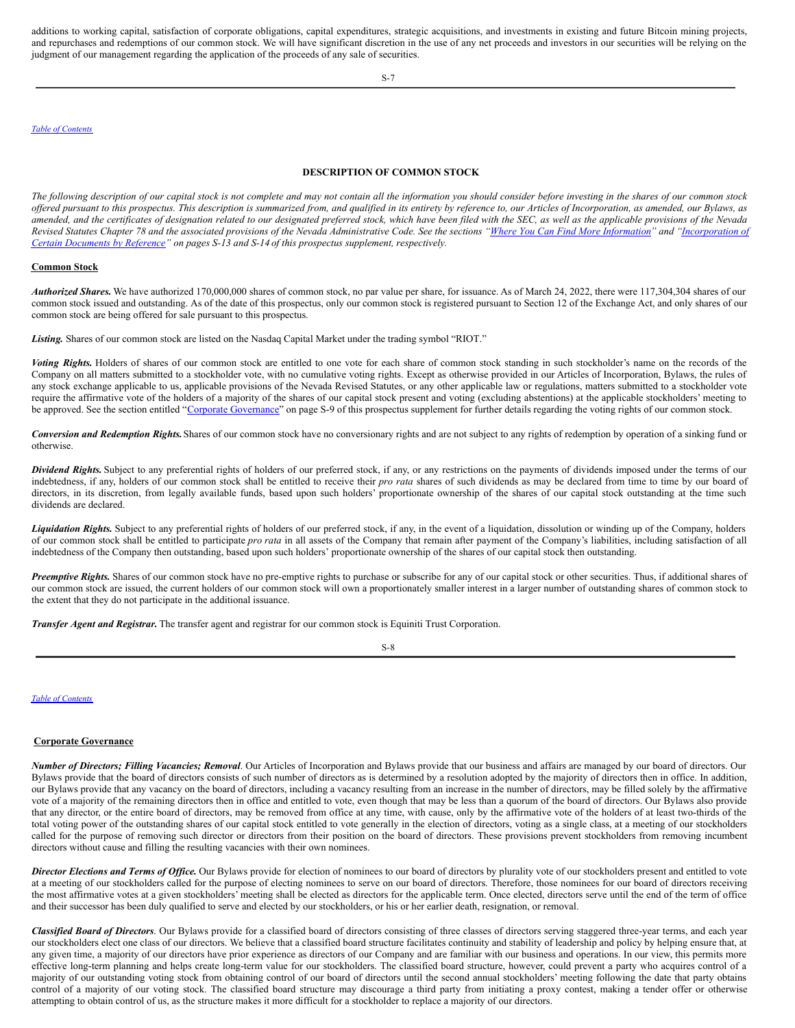additions to working capital, satisfaction of corporate obligations, capital expenditures, strategic acquisitions, and investments in existing and future Bitcoin mining projects, and repurchases and redemptions of our common stock. We will have significant discretion in the use of any net proceeds and investors in our securities will be relying on the judgment of our management regarding the application of the proceeds of any sale of securities.

[Table of Contents](#)

## DESCRIPTION OF COMMON STOCK

*The following description of our capital stock is not complete and may not contain all the information you should consider before investing in the shares of our common stock offered pursuant to this prospectus. This description is summarized from, and qualified in its entirety by reference to, our Articles of Incorporation, as amended, our Bylaws, as amended, and the certificates of designation related to our designated preferred stock, which have been filed with the SEC, as well as the applicable provisions of the Nevada Revised Statutes Chapter 78 and the associated provisions of the Nevada Administrative Code. See the sections "[Where You Can Find More Information](#)" and "[Incorporation of Certain Documents by Reference](#)" on pages S-13 and S-14 of this prospectus supplement, respectively.*

### Common Stock

***Authorized Shares.*** We have authorized 170,000,000 shares of common stock, no par value per share, for issuance. As of March 24, 2022, there were 117,304,304 shares of our common stock issued and outstanding. As of the date of this prospectus, only our common stock is registered pursuant to Section 12 of the Exchange Act, and only shares of our common stock are being offered for sale pursuant to this prospectus.

***Listing.*** Shares of our common stock are listed on the Nasdaq Capital Market under the trading symbol "RIOT."

***Voting Rights.*** Holders of shares of our common stock are entitled to one vote for each share of common stock standing in such stockholder's name on the records of the Company on all matters submitted to a stockholder vote, with no cumulative voting rights. Except as otherwise provided in our Articles of Incorporation, Bylaws, the rules of any stock exchange applicable to us, applicable provisions of the Nevada Revised Statutes, or any other applicable law or regulations, matters submitted to a stockholder vote require the affirmative vote of the holders of a majority of the shares of our capital stock present and voting (excluding abstentions) at the applicable stockholders' meeting to be approved. See the section entitled "[Corporate Governance](#)" on page S-9 of this prospectus supplement for further details regarding the voting rights of our common stock.

***Conversion and Redemption Rights.*** Shares of our common stock have no conversionary rights and are not subject to any rights of redemption by operation of a sinking fund or otherwise.

***Dividend Rights.*** Subject to any preferential rights of holders of our preferred stock, if any, or any restrictions on the payments of dividends imposed under the terms of our indebtedness, if any, holders of our common stock shall be entitled to receive their *pro rata* shares of such dividends as may be declared from time to time by our board of directors, in its discretion, from legally available funds, based upon such holders' proportionate ownership of the shares of our capital stock outstanding at the time such dividends are declared.

***Liquidation Rights.*** Subject to any preferential rights of holders of our preferred stock, if any, in the event of a liquidation, dissolution or winding up of the Company, holders of our common stock shall be entitled to participate *pro rata* in all assets of the Company that remain after payment of the Company's liabilities, including satisfaction of all indebtedness of the Company then outstanding, based upon such holders' proportionate ownership of the shares of our capital stock then outstanding.

***Preemptive Rights.*** Shares of our common stock have no pre-emptive rights to purchase or subscribe for any of our capital stock or other securities. Thus, if additional shares of our common stock are issued, the current holders of our common stock will own a proportionately smaller interest in a larger number of outstanding shares of common stock to the extent that they do not participate in the additional issuance.

***Transfer Agent and Registrar.*** The transfer agent and registrar for our common stock is Equiniti Trust Corporation.

[Table of Contents](#)

### Corporate Governance

***Number of Directors; Filling Vacancies; Removal***. Our Articles of Incorporation and Bylaws provide that our business and affairs are managed by our board of directors. Our Bylaws provide that the board of directors consists of such number of directors as is determined by a resolution adopted by the majority of directors then in office. In addition, our Bylaws provide that any vacancy on the board of directors, including a vacancy resulting from an increase in the number of directors, may be filled solely by the affirmative vote of a majority of the remaining directors then in office and entitled to vote, even though that may be less than a quorum of the board of directors. Our Bylaws also provide that any director, or the entire board of directors, may be removed from office at any time, with cause, only by the affirmative vote of the holders of at least two-thirds of the total voting power of the outstanding shares of our capital stock entitled to vote generally in the election of directors, voting as a single class, at a meeting of our stockholders called for the purpose of removing such director or directors from their position on the board of directors. These provisions prevent stockholders from removing incumbent directors without cause and filling the resulting vacancies with their own nominees.

***Director Elections and Terms of Office.*** Our Bylaws provide for election of nominees to our board of directors by plurality vote of our stockholders present and entitled to vote at a meeting of our stockholders called for the purpose of electing nominees to serve on our board of directors. Therefore, those nominees for our board of directors receiving the most affirmative votes at a given stockholders' meeting shall be elected as directors for the applicable term. Once elected, directors serve until the end of the term of office and their successor has been duly qualified to serve and elected by our stockholders, or his or her earlier death, resignation, or removal.

***Classified Board of Directors***. Our Bylaws provide for a classified board of directors consisting of three classes of directors serving staggered three-year terms, and each year our stockholders elect one class of our directors. We believe that a classified board structure facilitates continuity and stability of leadership and policy by helping ensure that, at any given time, a majority of our directors have prior experience as directors of our Company and are familiar with our business and operations. In our view, this permits more effective long-term planning and helps create long-term value for our stockholders. The classified board structure, however, could prevent a party who acquires control of a majority of our outstanding voting stock from obtaining control of our board of directors until the second annual stockholders' meeting following the date that party obtains control of a majority of our voting stock. The classified board structure may discourage a third party from initiating a proxy contest, making a tender offer or otherwise attempting to obtain control of us, as the structure makes it more difficult for a stockholder to replace a majority of our directors.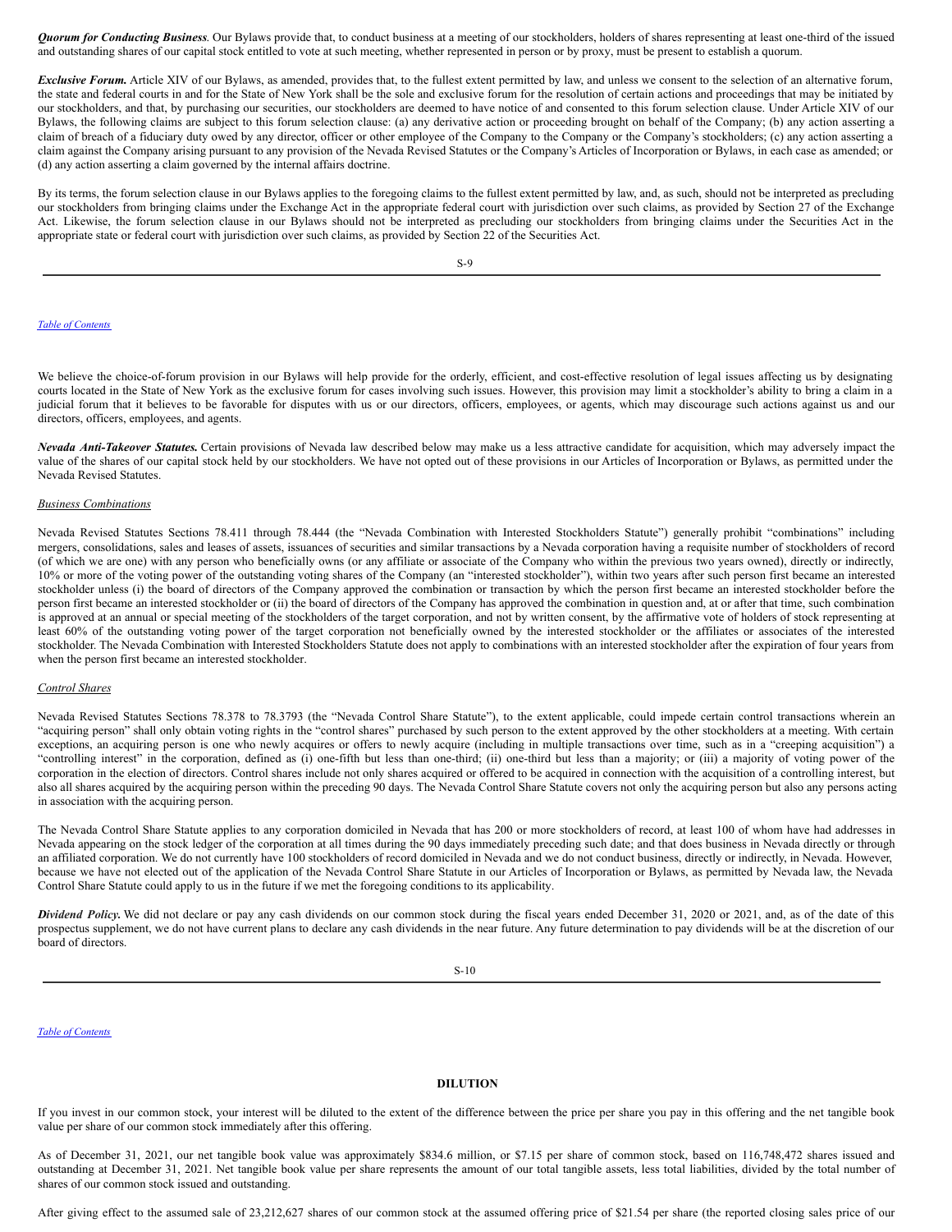***Quorum for Conducting Business***. Our Bylaws provide that, to conduct business at a meeting of our stockholders, holders of shares representing at least one-third of the issued and outstanding shares of our capital stock entitled to vote at such meeting, whether represented in person or by proxy, must be present to establish a quorum.

***Exclusive Forum.*** Article XIV of our Bylaws, as amended, provides that, to the fullest extent permitted by law, and unless we consent to the selection of an alternative forum, the state and federal courts in and for the State of New York shall be the sole and exclusive forum for the resolution of certain actions and proceedings that may be initiated by our stockholders, and that, by purchasing our securities, our stockholders are deemed to have notice of and consented to this forum selection clause. Under Article XIV of our Bylaws, the following claims are subject to this forum selection clause: (a) any derivative action or proceeding brought on behalf of the Company; (b) any action asserting a claim of breach of a fiduciary duty owed by any director, officer or other employee of the Company to the Company or the Company's stockholders; (c) any action asserting a claim against the Company arising pursuant to any provision of the Nevada Revised Statutes or the Company's Articles of Incorporation or Bylaws, in each case as amended; or (d) any action asserting a claim governed by the internal affairs doctrine.

By its terms, the forum selection clause in our Bylaws applies to the foregoing claims to the fullest extent permitted by law, and, as such, should not be interpreted as precluding our stockholders from bringing claims under the Exchange Act in the appropriate federal court with jurisdiction over such claims, as provided by Section 27 of the Exchange Act. Likewise, the forum selection clause in our Bylaws should not be interpreted as precluding our stockholders from bringing claims under the Securities Act in the appropriate state or federal court with jurisdiction over such claims, as provided by Section 22 of the Securities Act.

We believe the choice-of-forum provision in our Bylaws will help provide for the orderly, efficient, and cost-effective resolution of legal issues affecting us by designating courts located in the State of New York as the exclusive forum for cases involving such issues. However, this provision may limit a stockholder's ability to bring a claim in a judicial forum that it believes to be favorable for disputes with us or our directors, officers, employees, or agents, which may discourage such actions against us and our directors, officers, employees, and agents.

***Nevada Anti-Takeover Statutes.*** Certain provisions of Nevada law described below may make us a less attractive candidate for acquisition, which may adversely impact the value of the shares of our capital stock held by our stockholders. We have not opted out of these provisions in our Articles of Incorporation or Bylaws, as permitted under the Nevada Revised Statutes.

*Business Combinations*

Nevada Revised Statutes Sections 78.411 through 78.444 (the "Nevada Combination with Interested Stockholders Statute") generally prohibit "combinations" including mergers, consolidations, sales and leases of assets, issuances of securities and similar transactions by a Nevada corporation having a requisite number of stockholders of record (of which we are one) with any person who beneficially owns (or any affiliate or associate of the Company who within the previous two years owned), directly or indirectly, 10% or more of the voting power of the outstanding voting shares of the Company (an "interested stockholder"), within two years after such person first became an interested stockholder unless (i) the board of directors of the Company approved the combination or transaction by which the person first became an interested stockholder before the person first became an interested stockholder or (ii) the board of directors of the Company has approved the combination in question and, at or after that time, such combination is approved at an annual or special meeting of the stockholders of the target corporation, and not by written consent, by the affirmative vote of holders of stock representing at least 60% of the outstanding voting power of the target corporation not beneficially owned by the interested stockholder or the affiliates or associates of the interested stockholder. The Nevada Combination with Interested Stockholders Statute does not apply to combinations with an interested stockholder after the expiration of four years from when the person first became an interested stockholder.

*Control Shares*

Nevada Revised Statutes Sections 78.378 to 78.3793 (the "Nevada Control Share Statute"), to the extent applicable, could impede certain control transactions wherein an "acquiring person" shall only obtain voting rights in the "control shares" purchased by such person to the extent approved by the other stockholders at a meeting. With certain exceptions, an acquiring person is one who newly acquires or offers to newly acquire (including in multiple transactions over time, such as in a "creeping acquisition") a "controlling interest" in the corporation, defined as (i) one-fifth but less than one-third; (ii) one-third but less than a majority; or (iii) a majority of voting power of the corporation in the election of directors. Control shares include not only shares acquired or offered to be acquired in connection with the acquisition of a controlling interest, but also all shares acquired by the acquiring person within the preceding 90 days. The Nevada Control Share Statute covers not only the acquiring person but also any persons acting in association with the acquiring person.

The Nevada Control Share Statute applies to any corporation domiciled in Nevada that has 200 or more stockholders of record, at least 100 of whom have had addresses in Nevada appearing on the stock ledger of the corporation at all times during the 90 days immediately preceding such date; and that does business in Nevada directly or through an affiliated corporation. We do not currently have 100 stockholders of record domiciled in Nevada and we do not conduct business, directly or indirectly, in Nevada. However, because we have not elected out of the application of the Nevada Control Share Statute in our Articles of Incorporation or Bylaws, as permitted by Nevada law, the Nevada Control Share Statute could apply to us in the future if we met the foregoing conditions to its applicability.

***Dividend Policy.*** We did not declare or pay any cash dividends on our common stock during the fiscal years ended December 31, 2020 or 2021, and, as of the date of this prospectus supplement, we do not have current plans to declare any cash dividends in the near future. Any future determination to pay dividends will be at the discretion of our board of directors.

## DILUTION

If you invest in our common stock, your interest will be diluted to the extent of the difference between the price per share you pay in this offering and the net tangible book value per share of our common stock immediately after this offering.

As of December 31, 2021, our net tangible book value was approximately $834.6 million, or $7.15 per share of common stock, based on 116,748,472 shares issued and outstanding at December 31, 2021. Net tangible book value per share represents the amount of our total tangible assets, less total liabilities, divided by the total number of shares of our common stock issued and outstanding.

After giving effect to the assumed sale of 23,212,627 shares of our common stock at the assumed offering price of $21.54 per share (the reported closing sales price of our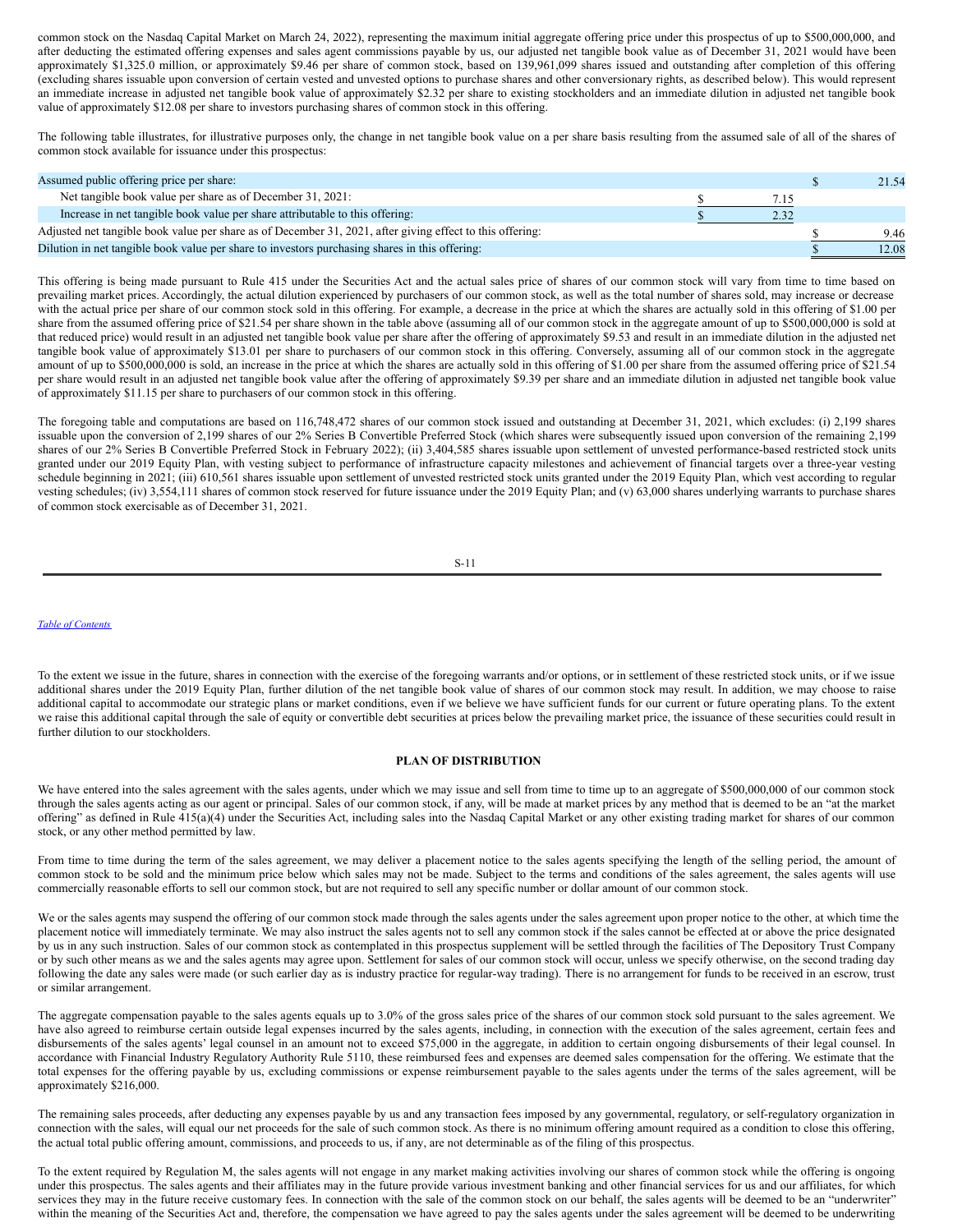common stock on the Nasdaq Capital Market on March 24, 2022), representing the maximum initial aggregate offering price under this prospectus of up to $500,000,000, and after deducting the estimated offering expenses and sales agent commissions payable by us, our adjusted net tangible book value as of December 31, 2021 would have been approximately $1,325.0 million, or approximately $9.46 per share of common stock, based on 139,961,099 shares issued and outstanding after completion of this offering (excluding shares issuable upon conversion of certain vested and unvested options to purchase shares and other conversionary rights, as described below). This would represent an immediate increase in adjusted net tangible book value of approximately $2.32 per share to existing stockholders and an immediate dilution in adjusted net tangible book value of approximately $12.08 per share to investors purchasing shares of common stock in this offering.

The following table illustrates, for illustrative purposes only, the change in net tangible book value on a per share basis resulting from the assumed sale of all of the shares of common stock available for issuance under this prospectus:

| | | |
|---|---|---|
| Assumed public offering price per share: | | $ 21.54 |
| Net tangible book value per share as of December 31, 2021: | $ 7.15 | |
| Increase in net tangible book value per share attributable to this offering: | $ 2.32 | |
| Adjusted net tangible book value per share as of December 31, 2021, after giving effect to this offering: | | $ 9.46 |
| Dilution in net tangible book value per share to investors purchasing shares in this offering: | | $ 12.08 |

This offering is being made pursuant to Rule 415 under the Securities Act and the actual sales price of shares of our common stock will vary from time to time based on prevailing market prices. Accordingly, the actual dilution experienced by purchasers of our common stock, as well as the total number of shares sold, may increase or decrease with the actual price per share of our common stock sold in this offering. For example, a decrease in the price at which the shares are actually sold in this offering of $1.00 per share from the assumed offering price of $21.54 per share shown in the table above (assuming all of our common stock in the aggregate amount of up to $500,000,000 is sold at that reduced price) would result in an adjusted net tangible book value per share after the offering of approximately $9.53 and result in an immediate dilution in the adjusted net tangible book value of approximately $13.01 per share to purchasers of our common stock in this offering. Conversely, assuming all of our common stock in the aggregate amount of up to $500,000,000 is sold, an increase in the price at which the shares are actually sold in this offering of $1.00 per share from the assumed offering price of $21.54 per share would result in an adjusted net tangible book value after the offering of approximately $9.39 per share and an immediate dilution in adjusted net tangible book value of approximately $11.15 per share to purchasers of our common stock in this offering.

The foregoing table and computations are based on 116,748,472 shares of our common stock issued and outstanding at December 31, 2021, which excludes: (i) 2,199 shares issuable upon the conversion of 2,199 shares of our 2% Series B Convertible Preferred Stock (which shares were subsequently issued upon conversion of the remaining 2,199 shares of our 2% Series B Convertible Preferred Stock in February 2022); (ii) 3,404,585 shares issuable upon settlement of unvested performance-based restricted stock units granted under our 2019 Equity Plan, with vesting subject to performance of infrastructure capacity milestones and achievement of financial targets over a three-year vesting schedule beginning in 2021; (iii) 610,561 shares issuable upon settlement of unvested restricted stock units granted under the 2019 Equity Plan, which vest according to regular vesting schedules; (iv) 3,554,111 shares of common stock reserved for future issuance under the 2019 Equity Plan; and (v) 63,000 shares underlying warrants to purchase shares of common stock exercisable as of December 31, 2021.

To the extent we issue in the future, shares in connection with the exercise of the foregoing warrants and/or options, or in settlement of these restricted stock units, or if we issue additional shares under the 2019 Equity Plan, further dilution of the net tangible book value of shares of our common stock may result. In addition, we may choose to raise additional capital to accommodate our strategic plans or market conditions, even if we believe we have sufficient funds for our current or future operating plans. To the extent we raise this additional capital through the sale of equity or convertible debt securities at prices below the prevailing market price, the issuance of these securities could result in further dilution to our stockholders.

## PLAN OF DISTRIBUTION

We have entered into the sales agreement with the sales agents, under which we may issue and sell from time to time up to an aggregate of $500,000,000 of our common stock through the sales agents acting as our agent or principal. Sales of our common stock, if any, will be made at market prices by any method that is deemed to be an "at the market offering" as defined in Rule 415(a)(4) under the Securities Act, including sales into the Nasdaq Capital Market or any other existing trading market for shares of our common stock, or any other method permitted by law.

From time to time during the term of the sales agreement, we may deliver a placement notice to the sales agents specifying the length of the selling period, the amount of common stock to be sold and the minimum price below which sales may not be made. Subject to the terms and conditions of the sales agreement, the sales agents will use commercially reasonable efforts to sell our common stock, but are not required to sell any specific number or dollar amount of our common stock.

We or the sales agents may suspend the offering of our common stock made through the sales agents under the sales agreement upon proper notice to the other, at which time the placement notice will immediately terminate. We may also instruct the sales agents not to sell any common stock if the sales cannot be effected at or above the price designated by us in any such instruction. Sales of our common stock as contemplated in this prospectus supplement will be settled through the facilities of The Depository Trust Company or by such other means as we and the sales agents may agree upon. Settlement for sales of our common stock will occur, unless we specify otherwise, on the second trading day following the date any sales were made (or such earlier day as is industry practice for regular-way trading). There is no arrangement for funds to be received in an escrow, trust or similar arrangement.

The aggregate compensation payable to the sales agents equals up to 3.0% of the gross sales price of the shares of our common stock sold pursuant to the sales agreement. We have also agreed to reimburse certain outside legal expenses incurred by the sales agents, including, in connection with the execution of the sales agreement, certain fees and disbursements of the sales agents' legal counsel in an amount not to exceed $75,000 in the aggregate, in addition to certain ongoing disbursements of their legal counsel. In accordance with Financial Industry Regulatory Authority Rule 5110, these reimbursed fees and expenses are deemed sales compensation for the offering. We estimate that the total expenses for the offering payable by us, excluding commissions or expense reimbursement payable to the sales agents under the terms of the sales agreement, will be approximately $216,000.

The remaining sales proceeds, after deducting any expenses payable by us and any transaction fees imposed by any governmental, regulatory, or self-regulatory organization in connection with the sales, will equal our net proceeds for the sale of such common stock. As there is no minimum offering amount required as a condition to close this offering, the actual total public offering amount, commissions, and proceeds to us, if any, are not determinable as of the filing of this prospectus.

To the extent required by Regulation M, the sales agents will not engage in any market making activities involving our shares of common stock while the offering is ongoing under this prospectus. The sales agents and their affiliates may in the future provide various investment banking and other financial services for us and our affiliates, for which services they may in the future receive customary fees. In connection with the sale of the common stock on our behalf, the sales agents will be deemed to be an "underwriter" within the meaning of the Securities Act and, therefore, the compensation we have agreed to pay the sales agents under the sales agreement will be deemed to be underwriting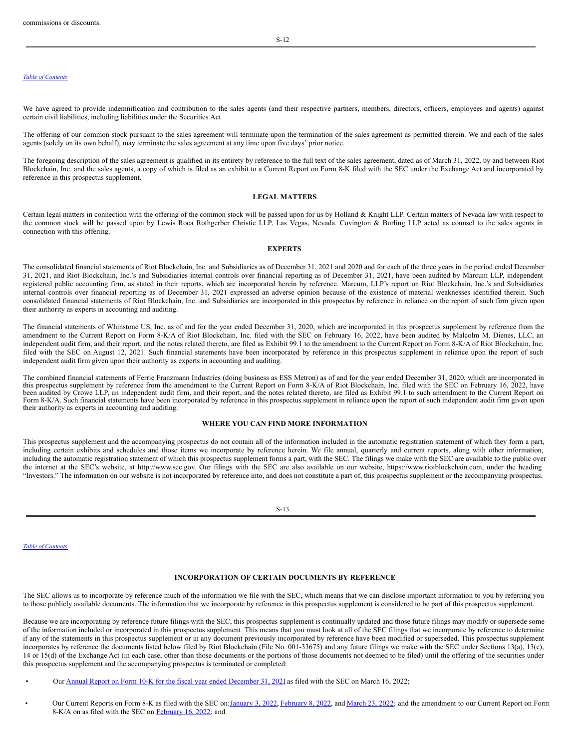commissions or discounts.

We have agreed to provide indemnification and contribution to the sales agents (and their respective partners, members, directors, officers, employees and agents) against certain civil liabilities, including liabilities under the Securities Act.

The offering of our common stock pursuant to the sales agreement will terminate upon the termination of the sales agreement as permitted therein. We and each of the sales agents (solely on its own behalf), may terminate the sales agreement at any time upon five days' prior notice.

The foregoing description of the sales agreement is qualified in its entirety by reference to the full text of the sales agreement, dated as of March 31, 2022, by and between Riot Blockchain, Inc. and the sales agents, a copy of which is filed as an exhibit to a Current Report on Form 8-K filed with the SEC under the Exchange Act and incorporated by reference in this prospectus supplement.

## LEGAL MATTERS

Certain legal matters in connection with the offering of the common stock will be passed upon for us by Holland & Knight LLP. Certain matters of Nevada law with respect to the common stock will be passed upon by Lewis Roca Rothgerber Christie LLP, Las Vegas, Nevada. Covington & Burling LLP acted as counsel to the sales agents in connection with this offering.

## EXPERTS

The consolidated financial statements of Riot Blockchain, Inc. and Subsidiaries as of December 31, 2021 and 2020 and for each of the three years in the period ended December 31, 2021, and Riot Blockchain, Inc.'s and Subsidiaries internal controls over financial reporting as of December 31, 2021, have been audited by Marcum LLP, independent registered public accounting firm, as stated in their reports, which are incorporated herein by reference. Marcum, LLP's report on Riot Blockchain, Inc.'s and Subsidiaries internal controls over financial reporting as of December 31, 2021 expressed an adverse opinion because of the existence of material weaknesses identified therein. Such consolidated financial statements of Riot Blockchain, Inc. and Subsidiaries are incorporated in this prospectus by reference in reliance on the report of such firm given upon their authority as experts in accounting and auditing.

The financial statements of Whinstone US, Inc. as of and for the year ended December 31, 2020, which are incorporated in this prospectus supplement by reference from the amendment to the Current Report on Form 8-K/A of Riot Blockchain, Inc. filed with the SEC on February 16, 2022, have been audited by Malcolm M. Dienes, LLC, an independent audit firm, and their report, and the notes related thereto, are filed as Exhibit 99.1 to the amendment to the Current Report on Form 8-K/A of Riot Blockchain, Inc. filed with the SEC on August 12, 2021. Such financial statements have been incorporated by reference in this prospectus supplement in reliance upon the report of such independent audit firm given upon their authority as experts in accounting and auditing.

The combined financial statements of Ferrie Franzmann Industries (doing business as ESS Metron) as of and for the year ended December 31, 2020, which are incorporated in this prospectus supplement by reference from the amendment to the Current Report on Form 8-K/A of Riot Blockchain, Inc. filed with the SEC on February 16, 2022, have been audited by Crowe LLP, an independent audit firm, and their report, and the notes related thereto, are filed as Exhibit 99.1 to such amendment to the Current Report on Form 8-K/A. Such financial statements have been incorporated by reference in this prospectus supplement in reliance upon the report of such independent audit firm given upon their authority as experts in accounting and auditing.

## WHERE YOU CAN FIND MORE INFORMATION

This prospectus supplement and the accompanying prospectus do not contain all of the information included in the automatic registration statement of which they form a part, including certain exhibits and schedules and those items we incorporate by reference herein. We file annual, quarterly and current reports, along with other information, including the automatic registration statement of which this prospectus supplement forms a part, with the SEC. The filings we make with the SEC are available to the public over the internet at the SEC's website, at http://www.sec.gov. Our filings with the SEC are also available on our website, https://www.riotblockchain.com, under the heading "Investors." The information on our website is not incorporated by reference into, and does not constitute a part of, this prospectus supplement or the accompanying prospectus.

## INCORPORATION OF CERTAIN DOCUMENTS BY REFERENCE

The SEC allows us to incorporate by reference much of the information we file with the SEC, which means that we can disclose important information to you by referring you to those publicly available documents. The information that we incorporate by reference in this prospectus supplement is considered to be part of this prospectus supplement.

Because we are incorporating by reference future filings with the SEC, this prospectus supplement is continually updated and those future filings may modify or supersede some of the information included or incorporated in this prospectus supplement. This means that you must look at all of the SEC filings that we incorporate by reference to determine if any of the statements in this prospectus supplement or in any document previously incorporated by reference have been modified or superseded. This prospectus supplement incorporates by reference the documents listed below filed by Riot Blockchain (File No. 001-33675) and any future filings we make with the SEC under Sections 13(a), 13(c), 14 or 15(d) of the Exchange Act (in each case, other than those documents or the portions of those documents not deemed to be filed) until the offering of the securities under this prospectus supplement and the accompanying prospectus is terminated or completed:

- Our Annual Report on Form 10-K for the fiscal year ended December 31, 2021 as filed with the SEC on March 16, 2022;
- Our Current Reports on Form 8-K as filed with the SEC on: January 3, 2022, February 8, 2022, and March 23, 2022; and the amendment to our Current Report on Form 8-K/A on as filed with the SEC on February 16, 2022; and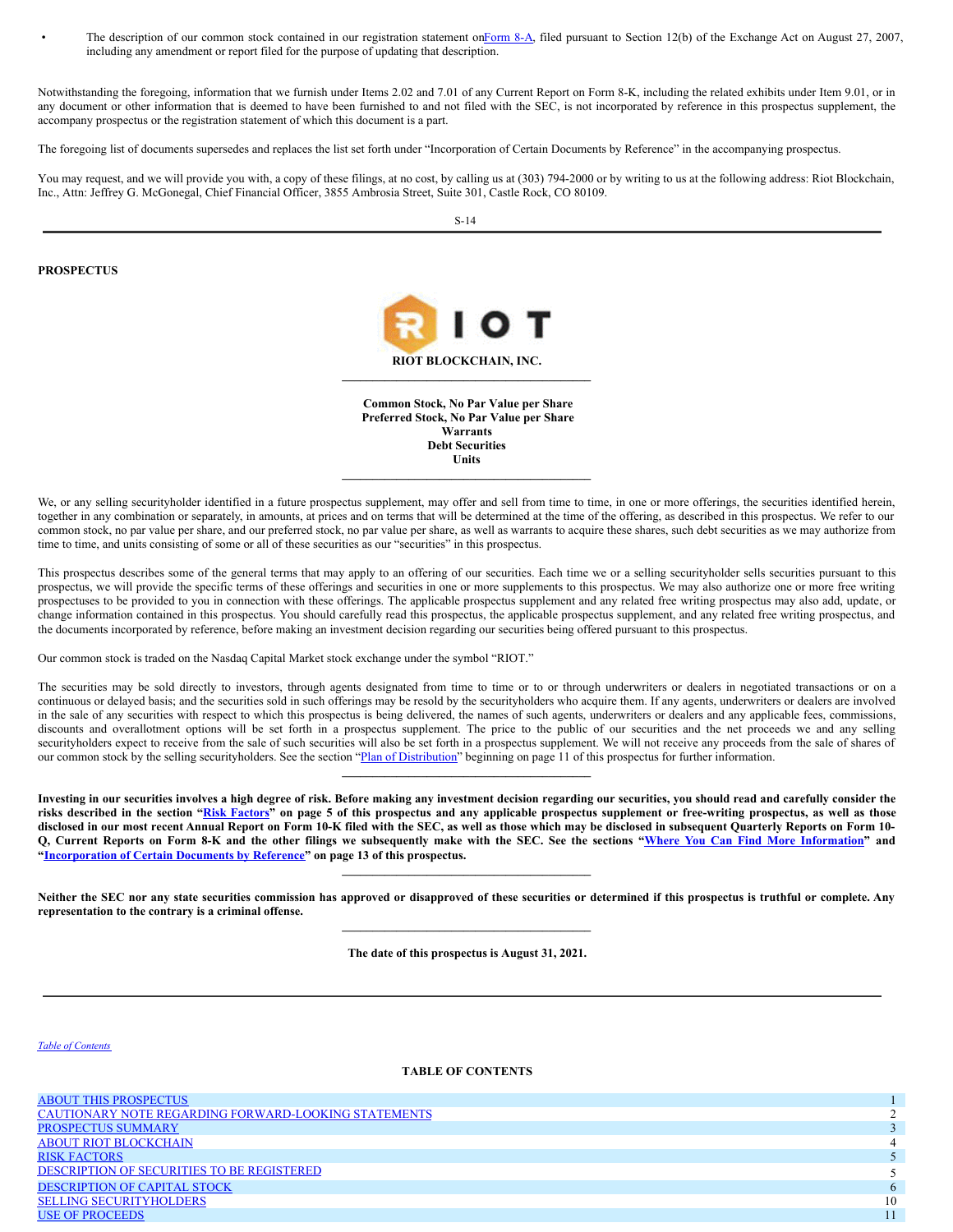- The description of our common stock contained in our registration statement on Form 8-A, filed pursuant to Section 12(b) of the Exchange Act on August 27, 2007, including any amendment or report filed for the purpose of updating that description.

Notwithstanding the foregoing, information that we furnish under Items 2.02 and 7.01 of any Current Report on Form 8-K, including the related exhibits under Item 9.01, or in any document or other information that is deemed to have been furnished to and not filed with the SEC, is not incorporated by reference in this prospectus supplement, the accompany prospectus or the registration statement of which this document is a part.

The foregoing list of documents supersedes and replaces the list set forth under "Incorporation of Certain Documents by Reference" in the accompanying prospectus.

You may request, and we will provide you with, a copy of these filings, at no cost, by calling us at (303) 794-2000 or by writing to us at the following address: Riot Blockchain, Inc., Attn: Jeffrey G. McGonegal, Chief Financial Officer, 3855 Ambrosia Street, Suite 301, Castle Rock, CO 80109.

**PROSPECTUS**

**RIOT BLOCKCHAIN, INC.**

**Common Stock, No Par Value per Share**
**Preferred Stock, No Par Value per Share**
**Warrants**
**Debt Securities**
**Units**

We, or any selling securityholder identified in a future prospectus supplement, may offer and sell from time to time, in one or more offerings, the securities identified herein, together in any combination or separately, in amounts, at prices and on terms that will be determined at the time of the offering, as described in this prospectus. We refer to our common stock, no par value per share, and our preferred stock, no par value per share, as well as warrants to acquire these shares, such debt securities as we may authorize from time to time, and units consisting of some or all of these securities as our "securities" in this prospectus.

This prospectus describes some of the general terms that may apply to an offering of our securities. Each time we or a selling securityholder sells securities pursuant to this prospectus, we will provide the specific terms of these offerings and securities in one or more supplements to this prospectus. We may also authorize one or more free writing prospectuses to be provided to you in connection with these offerings. The applicable prospectus supplement and any related free writing prospectus may also add, update, or change information contained in this prospectus. You should carefully read this prospectus, the applicable prospectus supplement, and any related free writing prospectus, and the documents incorporated by reference, before making an investment decision regarding our securities being offered pursuant to this prospectus.

Our common stock is traded on the Nasdaq Capital Market stock exchange under the symbol "RIOT."

The securities may be sold directly to investors, through agents designated from time to time or to or through underwriters or dealers in negotiated transactions or on a continuous or delayed basis; and the securities sold in such offerings may be resold by the securityholders who acquire them. If any agents, underwriters or dealers are involved in the sale of any securities with respect to which this prospectus is being delivered, the names of such agents, underwriters or dealers and any applicable fees, commissions, discounts and overallotment options will be set forth in a prospectus supplement. The price to the public of our securities and the net proceeds we and any selling securityholders expect to receive from the sale of such securities will also be set forth in a prospectus supplement. We will not receive any proceeds from the sale of shares of our common stock by the selling securityholders. See the section "Plan of Distribution" beginning on page 11 of this prospectus for further information.

**Investing in our securities involves a high degree of risk. Before making any investment decision regarding our securities, you should read and carefully consider the risks described in the section "Risk Factors" on page 5 of this prospectus and any applicable prospectus supplement or free-writing prospectus, as well as those disclosed in our most recent Annual Report on Form 10-K filed with the SEC, as well as those which may be disclosed in subsequent Quarterly Reports on Form 10-Q, Current Reports on Form 8-K and the other filings we subsequently make with the SEC. See the sections "Where You Can Find More Information" and "Incorporation of Certain Documents by Reference" on page 13 of this prospectus.**

**Neither the SEC nor any state securities commission has approved or disapproved of these securities or determined if this prospectus is truthful or complete. Any representation to the contrary is a criminal offense.**

**The date of this prospectus is August 31, 2021.**

**TABLE OF CONTENTS**

| | |
|---|---|
| ABOUT THIS PROSPECTUS | 1 |
| CAUTIONARY NOTE REGARDING FORWARD-LOOKING STATEMENTS | 2 |
| PROSPECTUS SUMMARY | 3 |
| ABOUT RIOT BLOCKCHAIN | 4 |
| RISK FACTORS | 5 |
| DESCRIPTION OF SECURITIES TO BE REGISTERED | 5 |
| DESCRIPTION OF CAPITAL STOCK | 6 |
| SELLING SECURITYHOLDERS | 10 |
| USE OF PROCEEDS | 11 |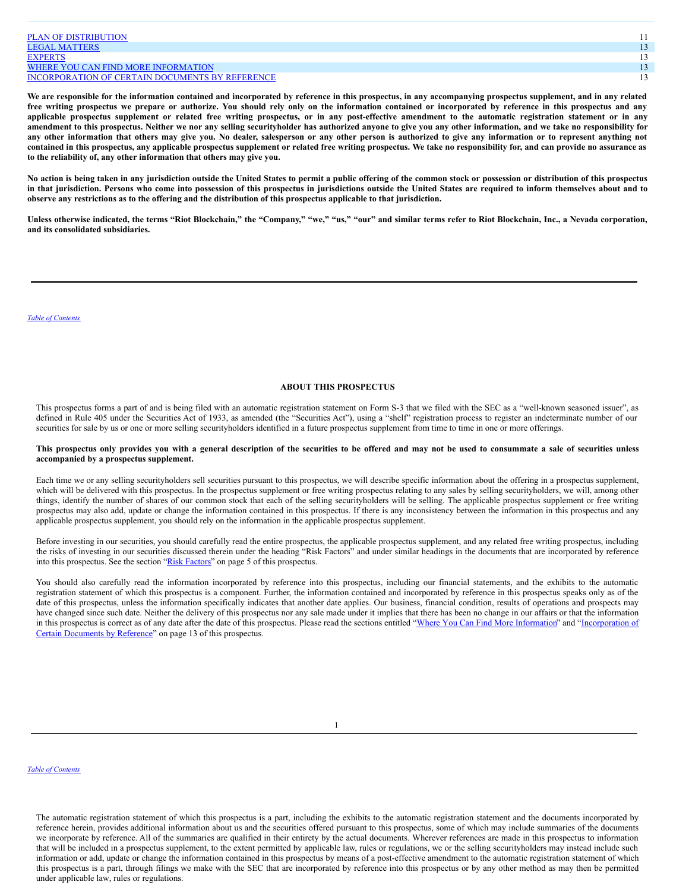| | |
|---|---|
| PLAN OF DISTRIBUTION | 11 |
| LEGAL MATTERS | 13 |
| EXPERTS | 13 |
| WHERE YOU CAN FIND MORE INFORMATION | 13 |
| INCORPORATION OF CERTAIN DOCUMENTS BY REFERENCE | 13 |

**We are responsible for the information contained and incorporated by reference in this prospectus, in any accompanying prospectus supplement, and in any related free writing prospectus we prepare or authorize. You should rely only on the information contained or incorporated by reference in this prospectus and any applicable prospectus supplement or related free writing prospectus, or in any post-effective amendment to the automatic registration statement or in any amendment to this prospectus. Neither we nor any selling securityholder has authorized anyone to give you any other information, and we take no responsibility for any other information that others may give you. No dealer, salesperson or any other person is authorized to give any information or to represent anything not contained in this prospectus, any applicable prospectus supplement or related free writing prospectus. We take no responsibility for, and can provide no assurance as to the reliability of, any other information that others may give you.**

**No action is being taken in any jurisdiction outside the United States to permit a public offering of the common stock or possession or distribution of this prospectus in that jurisdiction. Persons who come into possession of this prospectus in jurisdictions outside the United States are required to inform themselves about and to observe any restrictions as to the offering and the distribution of this prospectus applicable to that jurisdiction.**

**Unless otherwise indicated, the terms "Riot Blockchain," the "Company," "we," "us," "our" and similar terms refer to Riot Blockchain, Inc., a Nevada corporation, and its consolidated subsidiaries.**

## ABOUT THIS PROSPECTUS

This prospectus forms a part of and is being filed with an automatic registration statement on Form S-3 that we filed with the SEC as a "well-known seasoned issuer", as defined in Rule 405 under the Securities Act of 1933, as amended (the "Securities Act"), using a "shelf" registration process to register an indeterminate number of our securities for sale by us or one or more selling securityholders identified in a future prospectus supplement from time to time in one or more offerings.

**This prospectus only provides you with a general description of the securities to be offered and may not be used to consummate a sale of securities unless accompanied by a prospectus supplement.**

Each time we or any selling securityholders sell securities pursuant to this prospectus, we will describe specific information about the offering in a prospectus supplement, which will be delivered with this prospectus. In the prospectus supplement or free writing prospectus relating to any sales by selling securityholders, we will, among other things, identify the number of shares of our common stock that each of the selling securityholders will be selling. The applicable prospectus supplement or free writing prospectus may also add, update or change the information contained in this prospectus. If there is any inconsistency between the information in this prospectus and any applicable prospectus supplement, you should rely on the information in the applicable prospectus supplement.

Before investing in our securities, you should carefully read the entire prospectus, the applicable prospectus supplement, and any related free writing prospectus, including the risks of investing in our securities discussed therein under the heading "Risk Factors" and under similar headings in the documents that are incorporated by reference into this prospectus. See the section "Risk Factors" on page 5 of this prospectus.

You should also carefully read the information incorporated by reference into this prospectus, including our financial statements, and the exhibits to the automatic registration statement of which this prospectus is a component. Further, the information contained and incorporated by reference in this prospectus speaks only as of the date of this prospectus, unless the information specifically indicates that another date applies. Our business, financial condition, results of operations and prospects may have changed since such date. Neither the delivery of this prospectus nor any sale made under it implies that there has been no change in our affairs or that the information in this prospectus is correct as of any date after the date of this prospectus. Please read the sections entitled "Where You Can Find More Information" and "Incorporation of Certain Documents by Reference" on page 13 of this prospectus.

The automatic registration statement of which this prospectus is a part, including the exhibits to the automatic registration statement and the documents incorporated by reference herein, provides additional information about us and the securities offered pursuant to this prospectus, some of which may include summaries of the documents we incorporate by reference. All of the summaries are qualified in their entirety by the actual documents. Wherever references are made in this prospectus to information that will be included in a prospectus supplement, to the extent permitted by applicable law, rules or regulations, we or the selling securityholders may instead include such information or add, update or change the information contained in this prospectus by means of a post-effective amendment to the automatic registration statement of which this prospectus is a part, through filings we make with the SEC that are incorporated by reference into this prospectus or by any other method as may then be permitted under applicable law, rules or regulations.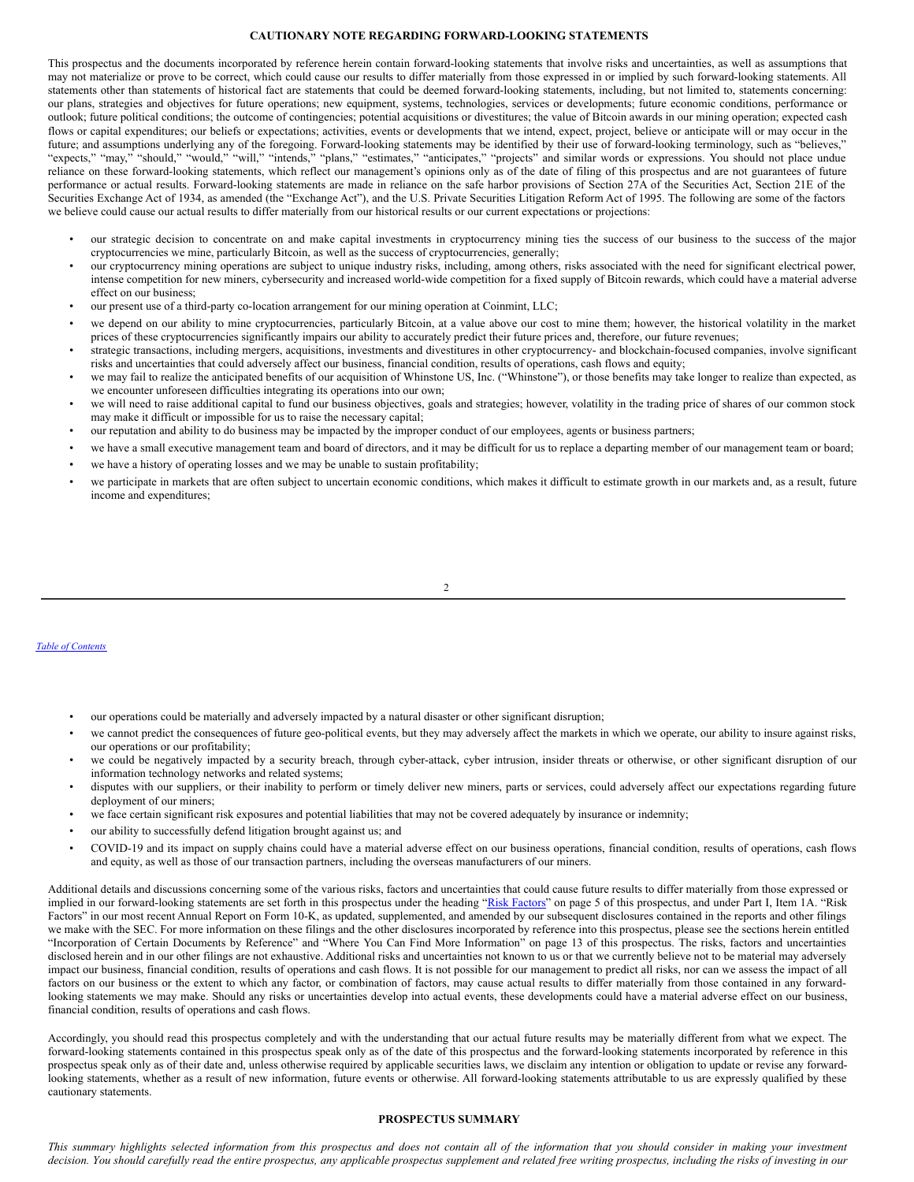## CAUTIONARY NOTE REGARDING FORWARD-LOOKING STATEMENTS

This prospectus and the documents incorporated by reference herein contain forward-looking statements that involve risks and uncertainties, as well as assumptions that may not materialize or prove to be correct, which could cause our results to differ materially from those expressed in or implied by such forward-looking statements. All statements other than statements of historical fact are statements that could be deemed forward-looking statements, including, but not limited to, statements concerning: our plans, strategies and objectives for future operations; new equipment, systems, technologies, services or developments; future economic conditions, performance or outlook; future political conditions; the outcome of contingencies; potential acquisitions or divestitures; the value of Bitcoin awards in our mining operation; expected cash flows or capital expenditures; our beliefs or expectations; activities, events or developments that we intend, expect, project, believe or anticipate will or may occur in the future; and assumptions underlying any of the foregoing. Forward-looking statements may be identified by their use of forward-looking terminology, such as "believes," "expects," "may," "should," "would," "will," "intends," "plans," "estimates," "anticipates," "projects" and similar words or expressions. You should not place undue reliance on these forward-looking statements, which reflect our management's opinions only as of the date of filing of this prospectus and are not guarantees of future performance or actual results. Forward-looking statements are made in reliance on the safe harbor provisions of Section 27A of the Securities Act, Section 21E of the Securities Exchange Act of 1934, as amended (the "Exchange Act"), and the U.S. Private Securities Litigation Reform Act of 1995. The following are some of the factors we believe could cause our actual results to differ materially from our historical results or our current expectations or projections:

- our strategic decision to concentrate on and make capital investments in cryptocurrency mining ties the success of our business to the success of the major cryptocurrencies we mine, particularly Bitcoin, as well as the success of cryptocurrencies, generally;
- our cryptocurrency mining operations are subject to unique industry risks, including, among others, risks associated with the need for significant electrical power, intense competition for new miners, cybersecurity and increased world-wide competition for a fixed supply of Bitcoin rewards, which could have a material adverse effect on our business;
- our present use of a third-party co-location arrangement for our mining operation at Coinmint, LLC;
- we depend on our ability to mine cryptocurrencies, particularly Bitcoin, at a value above our cost to mine them; however, the historical volatility in the market prices of these cryptocurrencies significantly impairs our ability to accurately predict their future prices and, therefore, our future revenues;
- strategic transactions, including mergers, acquisitions, investments and divestitures in other cryptocurrency- and blockchain-focused companies, involve significant risks and uncertainties that could adversely affect our business, financial condition, results of operations, cash flows and equity;
- we may fail to realize the anticipated benefits of our acquisition of Whinstone US, Inc. ("Whinstone"), or those benefits may take longer to realize than expected, as we encounter unforeseen difficulties integrating its operations into our own;
- we will need to raise additional capital to fund our business objectives, goals and strategies; however, volatility in the trading price of shares of our common stock may make it difficult or impossible for us to raise the necessary capital;
- our reputation and ability to do business may be impacted by the improper conduct of our employees, agents or business partners;
- we have a small executive management team and board of directors, and it may be difficult for us to replace a departing member of our management team or board;
- we have a history of operating losses and we may be unable to sustain profitability;
- we participate in markets that are often subject to uncertain economic conditions, which makes it difficult to estimate growth in our markets and, as a result, future income and expenditures;
- our operations could be materially and adversely impacted by a natural disaster or other significant disruption;
- we cannot predict the consequences of future geo-political events, but they may adversely affect the markets in which we operate, our ability to insure against risks, our operations or our profitability;
- we could be negatively impacted by a security breach, through cyber-attack, cyber intrusion, insider threats or otherwise, or other significant disruption of our information technology networks and related systems;
- disputes with our suppliers, or their inability to perform or timely deliver new miners, parts or services, could adversely affect our expectations regarding future deployment of our miners;
- we face certain significant risk exposures and potential liabilities that may not be covered adequately by insurance or indemnity;
- our ability to successfully defend litigation brought against us; and
- COVID-19 and its impact on supply chains could have a material adverse effect on our business operations, financial condition, results of operations, cash flows and equity, as well as those of our transaction partners, including the overseas manufacturers of our miners.

Additional details and discussions concerning some of the various risks, factors and uncertainties that could cause future results to differ materially from those expressed or implied in our forward-looking statements are set forth in this prospectus under the heading "Risk Factors" on page 5 of this prospectus, and under Part I, Item 1A. "Risk Factors" in our most recent Annual Report on Form 10-K, as updated, supplemented, and amended by our subsequent disclosures contained in the reports and other filings we make with the SEC. For more information on these filings and the other disclosures incorporated by reference into this prospectus, please see the sections herein entitled "Incorporation of Certain Documents by Reference" and "Where You Can Find More Information" on page 13 of this prospectus. The risks, factors and uncertainties disclosed herein and in our other filings are not exhaustive. Additional risks and uncertainties not known to us or that we currently believe not to be material may adversely impact our business, financial condition, results of operations and cash flows. It is not possible for our management to predict all risks, nor can we assess the impact of all factors on our business or the extent to which any factor, or combination of factors, may cause actual results to differ materially from those contained in any forward-looking statements we may make. Should any risks or uncertainties develop into actual events, these developments could have a material adverse effect on our business, financial condition, results of operations and cash flows.

Accordingly, you should read this prospectus completely and with the understanding that our actual future results may be materially different from what we expect. The forward-looking statements contained in this prospectus speak only as of the date of this prospectus and the forward-looking statements incorporated by reference in this prospectus speak only as of their date and, unless otherwise required by applicable securities laws, we disclaim any intention or obligation to update or revise any forward-looking statements, whether as a result of new information, future events or otherwise. All forward-looking statements attributable to us are expressly qualified by these cautionary statements.

## PROSPECTUS SUMMARY

*This summary highlights selected information from this prospectus and does not contain all of the information that you should consider in making your investment decision. You should carefully read the entire prospectus, any applicable prospectus supplement and related free writing prospectus, including the risks of investing in our*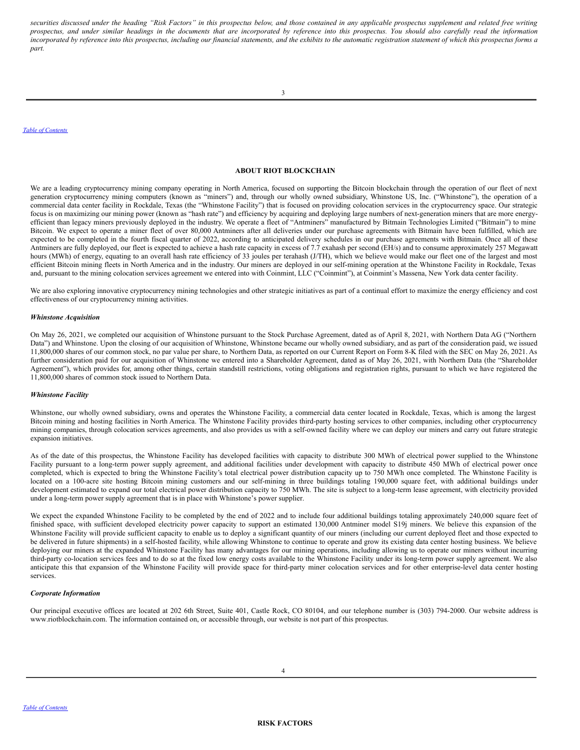*securities discussed under the heading "Risk Factors" in this prospectus below, and those contained in any applicable prospectus supplement and related free writing prospectus, and under similar headings in the documents that are incorporated by reference into this prospectus. You should also carefully read the information incorporated by reference into this prospectus, including our financial statements, and the exhibits to the automatic registration statement of which this prospectus forms a part.*

## ABOUT RIOT BLOCKCHAIN

We are a leading cryptocurrency mining company operating in North America, focused on supporting the Bitcoin blockchain through the operation of our fleet of next generation cryptocurrency mining computers (known as "miners") and, through our wholly owned subsidiary, Whinstone US, Inc. ("Whinstone"), the operation of a commercial data center facility in Rockdale, Texas (the "Whinstone Facility") that is focused on providing colocation services in the cryptocurrency space. Our strategic focus is on maximizing our mining power (known as "hash rate") and efficiency by acquiring and deploying large numbers of next-generation miners that are more energy-efficient than legacy miners previously deployed in the industry. We operate a fleet of "Antminers" manufactured by Bitmain Technologies Limited ("Bitmain") to mine Bitcoin. We expect to operate a miner fleet of over 80,000 Antminers after all deliveries under our purchase agreements with Bitmain have been fulfilled, which are expected to be completed in the fourth fiscal quarter of 2022, according to anticipated delivery schedules in our purchase agreements with Bitmain. Once all of these Antminers are fully deployed, our fleet is expected to achieve a hash rate capacity in excess of 7.7 exahash per second (EH/s) and to consume approximately 257 Megawatt hours (MWh) of energy, equating to an overall hash rate efficiency of 33 joules per terahash (J/TH), which we believe would make our fleet one of the largest and most efficient Bitcoin mining fleets in North America and in the industry. Our miners are deployed in our self-mining operation at the Whinstone Facility in Rockdale, Texas and, pursuant to the mining colocation services agreement we entered into with Coinmint, LLC ("Coinmint"), at Coinmint's Massena, New York data center facility.

We are also exploring innovative cryptocurrency mining technologies and other strategic initiatives as part of a continual effort to maximize the energy efficiency and cost effectiveness of our cryptocurrency mining activities.

### *Whinstone Acquisition*

On May 26, 2021, we completed our acquisition of Whinstone pursuant to the Stock Purchase Agreement, dated as of April 8, 2021, with Northern Data AG ("Northern Data") and Whinstone. Upon the closing of our acquisition of Whinstone, Whinstone became our wholly owned subsidiary, and as part of the consideration paid, we issued 11,800,000 shares of our common stock, no par value per share, to Northern Data, as reported on our Current Report on Form 8-K filed with the SEC on May 26, 2021. As further consideration paid for our acquisition of Whinstone we entered into a Shareholder Agreement, dated as of May 26, 2021, with Northern Data (the "Shareholder Agreement"), which provides for, among other things, certain standstill restrictions, voting obligations and registration rights, pursuant to which we have registered the 11,800,000 shares of common stock issued to Northern Data.

### *Whinstone Facility*

Whinstone, our wholly owned subsidiary, owns and operates the Whinstone Facility, a commercial data center located in Rockdale, Texas, which is among the largest Bitcoin mining and hosting facilities in North America. The Whinstone Facility provides third-party hosting services to other companies, including other cryptocurrency mining companies, through colocation services agreements, and also provides us with a self-owned facility where we can deploy our miners and carry out future strategic expansion initiatives.

As of the date of this prospectus, the Whinstone Facility has developed facilities with capacity to distribute 300 MWh of electrical power supplied to the Whinstone Facility pursuant to a long-term power supply agreement, and additional facilities under development with capacity to distribute 450 MWh of electrical power once completed, which is expected to bring the Whinstone Facility's total electrical power distribution capacity up to 750 MWh once completed. The Whinstone Facility is located on a 100-acre site hosting Bitcoin mining customers and our self-mining in three buildings totaling 190,000 square feet, with additional buildings under development estimated to expand our total electrical power distribution capacity to 750 MWh. The site is subject to a long-term lease agreement, with electricity provided under a long-term power supply agreement that is in place with Whinstone's power supplier.

We expect the expanded Whinstone Facility to be completed by the end of 2022 and to include four additional buildings totaling approximately 240,000 square feet of finished space, with sufficient developed electricity power capacity to support an estimated 130,000 Antminer model S19j miners. We believe this expansion of the Whinstone Facility will provide sufficient capacity to enable us to deploy a significant quantity of our miners (including our current deployed fleet and those expected to be delivered in future shipments) in a self-hosted facility, while allowing Whinstone to continue to operate and grow its existing data center hosting business. We believe deploying our miners at the expanded Whinstone Facility has many advantages for our mining operations, including allowing us to operate our miners without incurring third-party co-location services fees and to do so at the fixed low energy costs available to the Whinstone Facility under its long-term power supply agreement. We also anticipate this that expansion of the Whinstone Facility will provide space for third-party miner colocation services and for other enterprise-level data center hosting services.

### *Corporate Information*

Our principal executive offices are located at 202 6th Street, Suite 401, Castle Rock, CO 80104, and our telephone number is (303) 794-2000. Our website address is www.riotblockchain.com. The information contained on, or accessible through, our website is not part of this prospectus.

## RISK FACTORS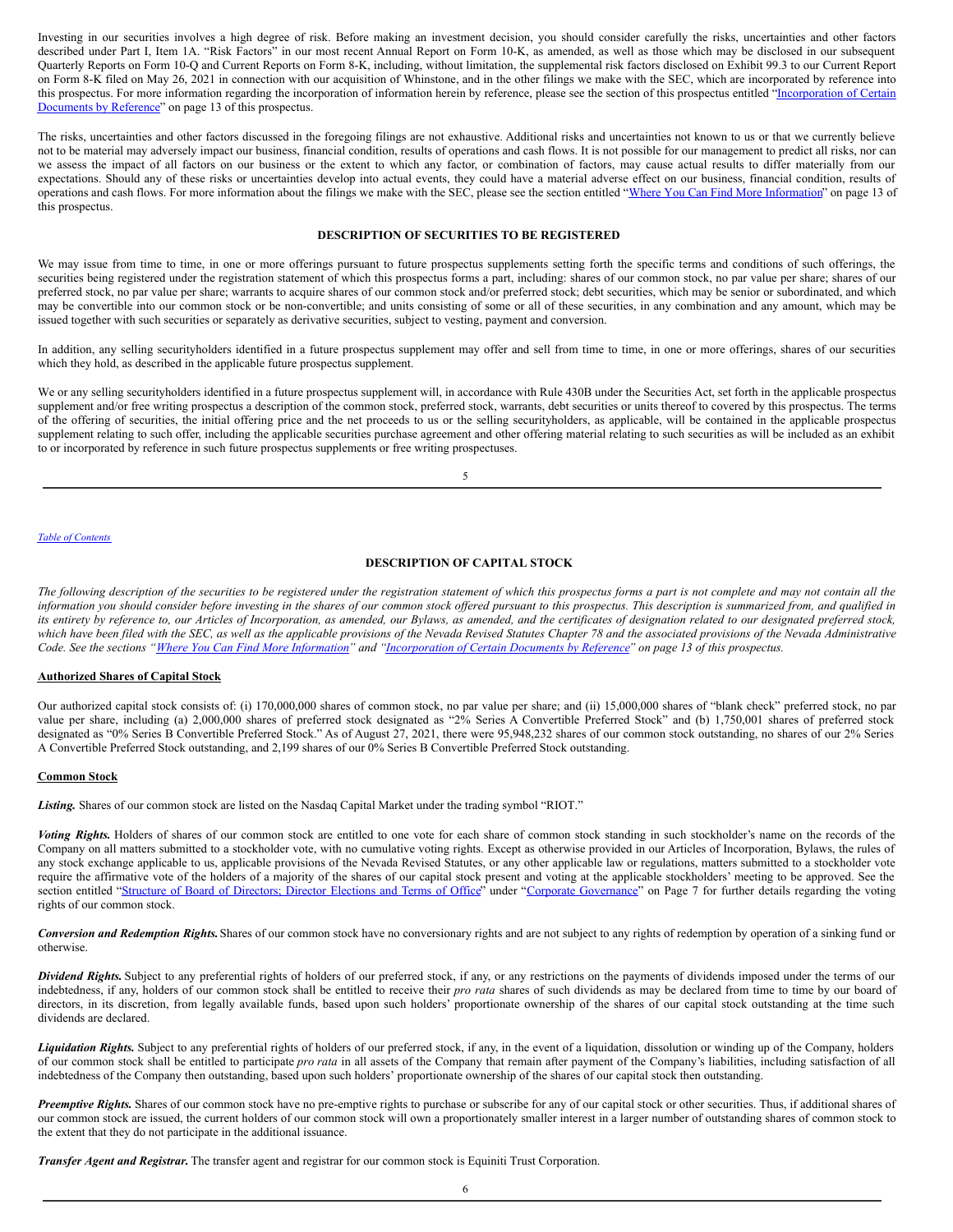Investing in our securities involves a high degree of risk. Before making an investment decision, you should consider carefully the risks, uncertainties and other factors described under Part I, Item 1A. "Risk Factors" in our most recent Annual Report on Form 10-K, as amended, as well as those which may be disclosed in our subsequent Quarterly Reports on Form 10-Q and Current Reports on Form 8-K, including, without limitation, the supplemental risk factors disclosed on Exhibit 99.3 to our Current Report on Form 8-K filed on May 26, 2021 in connection with our acquisition of Whinstone, and in the other filings we make with the SEC, which are incorporated by reference into this prospectus. For more information regarding the incorporation of information herein by reference, please see the section of this prospectus entitled "Incorporation of Certain Documents by Reference" on page 13 of this prospectus.

The risks, uncertainties and other factors discussed in the foregoing filings are not exhaustive. Additional risks and uncertainties not known to us or that we currently believe not to be material may adversely impact our business, financial condition, results of operations and cash flows. It is not possible for our management to predict all risks, nor can we assess the impact of all factors on our business or the extent to which any factor, or combination of factors, may cause actual results to differ materially from our expectations. Should any of these risks or uncertainties develop into actual events, they could have a material adverse effect on our business, financial condition, results of operations and cash flows. For more information about the filings we make with the SEC, please see the section entitled "Where You Can Find More Information" on page 13 of this prospectus.

## DESCRIPTION OF SECURITIES TO BE REGISTERED

We may issue from time to time, in one or more offerings pursuant to future prospectus supplements setting forth the specific terms and conditions of such offerings, the securities being registered under the registration statement of which this prospectus forms a part, including: shares of our common stock, no par value per share; shares of our preferred stock, no par value per share; warrants to acquire shares of our common stock and/or preferred stock; debt securities, which may be senior or subordinated, and which may be convertible into our common stock or be non-convertible; and units consisting of some or all of these securities, in any combination and any amount, which may be issued together with such securities or separately as derivative securities, subject to vesting, payment and conversion.

In addition, any selling securityholders identified in a future prospectus supplement may offer and sell from time to time, in one or more offerings, shares of our securities which they hold, as described in the applicable future prospectus supplement.

We or any selling securityholders identified in a future prospectus supplement will, in accordance with Rule 430B under the Securities Act, set forth in the applicable prospectus supplement and/or free writing prospectus a description of the common stock, preferred stock, warrants, debt securities or units thereof to covered by this prospectus. The terms of the offering of securities, the initial offering price and the net proceeds to us or the selling securityholders, as applicable, will be contained in the applicable prospectus supplement relating to such offer, including the applicable securities purchase agreement and other offering material relating to such securities as will be included as an exhibit to or incorporated by reference in such future prospectus supplements or free writing prospectuses.

## DESCRIPTION OF CAPITAL STOCK

*The following description of the securities to be registered under the registration statement of which this prospectus forms a part is not complete and may not contain all the information you should consider before investing in the shares of our common stock offered pursuant to this prospectus. This description is summarized from, and qualified in its entirety by reference to, our Articles of Incorporation, as amended, our Bylaws, as amended, and the certificates of designation related to our designated preferred stock, which have been filed with the SEC, as well as the applicable provisions of the Nevada Revised Statutes Chapter 78 and the associated provisions of the Nevada Administrative Code. See the sections "Where You Can Find More Information" and "Incorporation of Certain Documents by Reference" on page 13 of this prospectus.*

### Authorized Shares of Capital Stock

Our authorized capital stock consists of: (i) 170,000,000 shares of common stock, no par value per share; and (ii) 15,000,000 shares of "blank check" preferred stock, no par value per share, including (a) 2,000,000 shares of preferred stock designated as "2% Series A Convertible Preferred Stock" and (b) 1,750,001 shares of preferred stock designated as "0% Series B Convertible Preferred Stock." As of August 27, 2021, there were 95,948,232 shares of our common stock outstanding, no shares of our 2% Series A Convertible Preferred Stock outstanding, and 2,199 shares of our 0% Series B Convertible Preferred Stock outstanding.

### Common Stock

***Listing.*** Shares of our common stock are listed on the Nasdaq Capital Market under the trading symbol "RIOT."

***Voting Rights.*** Holders of shares of our common stock are entitled to one vote for each share of common stock standing in such stockholder's name on the records of the Company on all matters submitted to a stockholder vote, with no cumulative voting rights. Except as otherwise provided in our Articles of Incorporation, Bylaws, the rules of any stock exchange applicable to us, applicable provisions of the Nevada Revised Statutes, or any other applicable law or regulations, matters submitted to a stockholder vote require the affirmative vote of the holders of a majority of the shares of our capital stock present and voting at the applicable stockholders' meeting to be approved. See the section entitled "Structure of Board of Directors; Director Elections and Terms of Office" under "Corporate Governance" on Page 7 for further details regarding the voting rights of our common stock.

***Conversion and Redemption Rights.*** Shares of our common stock have no conversionary rights and are not subject to any rights of redemption by operation of a sinking fund or otherwise.

***Dividend Rights.*** Subject to any preferential rights of holders of our preferred stock, if any, or any restrictions on the payments of dividends imposed under the terms of our indebtedness, if any, holders of our common stock shall be entitled to receive their *pro rata* shares of such dividends as may be declared from time to time by our board of directors, in its discretion, from legally available funds, based upon such holders' proportionate ownership of the shares of our capital stock outstanding at the time such dividends are declared.

***Liquidation Rights.*** Subject to any preferential rights of holders of our preferred stock, if any, in the event of a liquidation, dissolution or winding up of the Company, holders of our common stock shall be entitled to participate *pro rata* in all assets of the Company that remain after payment of the Company's liabilities, including satisfaction of all indebtedness of the Company then outstanding, based upon such holders' proportionate ownership of the shares of our capital stock then outstanding.

***Preemptive Rights.*** Shares of our common stock have no pre-emptive rights to purchase or subscribe for any of our capital stock or other securities. Thus, if additional shares of our common stock are issued, the current holders of our common stock will own a proportionately smaller interest in a larger number of outstanding shares of common stock to the extent that they do not participate in the additional issuance.

***Transfer Agent and Registrar.*** The transfer agent and registrar for our common stock is Equiniti Trust Corporation.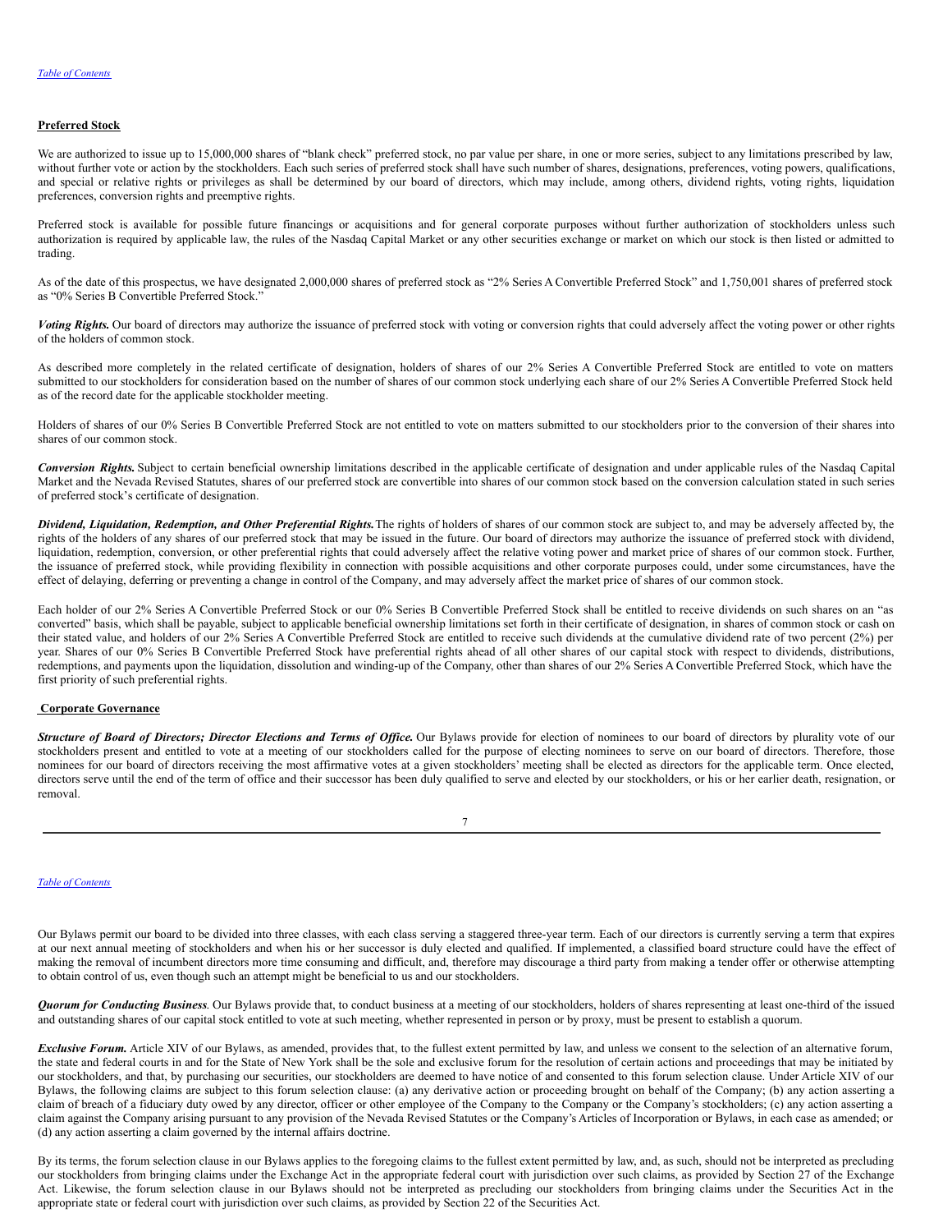**Preferred Stock**

We are authorized to issue up to 15,000,000 shares of "blank check" preferred stock, no par value per share, in one or more series, subject to any limitations prescribed by law, without further vote or action by the stockholders. Each such series of preferred stock shall have such number of shares, designations, preferences, voting powers, qualifications, and special or relative rights or privileges as shall be determined by our board of directors, which may include, among others, dividend rights, voting rights, liquidation preferences, conversion rights and preemptive rights.

Preferred stock is available for possible future financings or acquisitions and for general corporate purposes without further authorization of stockholders unless such authorization is required by applicable law, the rules of the Nasdaq Capital Market or any other securities exchange or market on which our stock is then listed or admitted to trading.

As of the date of this prospectus, we have designated 2,000,000 shares of preferred stock as "2% Series A Convertible Preferred Stock" and 1,750,001 shares of preferred stock as "0% Series B Convertible Preferred Stock."

***Voting Rights.*** Our board of directors may authorize the issuance of preferred stock with voting or conversion rights that could adversely affect the voting power or other rights of the holders of common stock.

As described more completely in the related certificate of designation, holders of shares of our 2% Series A Convertible Preferred Stock are entitled to vote on matters submitted to our stockholders for consideration based on the number of shares of our common stock underlying each share of our 2% Series A Convertible Preferred Stock held as of the record date for the applicable stockholder meeting.

Holders of shares of our 0% Series B Convertible Preferred Stock are not entitled to vote on matters submitted to our stockholders prior to the conversion of their shares into shares of our common stock.

***Conversion Rights.*** Subject to certain beneficial ownership limitations described in the applicable certificate of designation and under applicable rules of the Nasdaq Capital Market and the Nevada Revised Statutes, shares of our preferred stock are convertible into shares of our common stock based on the conversion calculation stated in such series of preferred stock's certificate of designation.

***Dividend, Liquidation, Redemption, and Other Preferential Rights.*** The rights of holders of shares of our common stock are subject to, and may be adversely affected by, the rights of the holders of any shares of our preferred stock that may be issued in the future. Our board of directors may authorize the issuance of preferred stock with dividend, liquidation, redemption, conversion, or other preferential rights that could adversely affect the relative voting power and market price of shares of our common stock. Further, the issuance of preferred stock, while providing flexibility in connection with possible acquisitions and other corporate purposes could, under some circumstances, have the effect of delaying, deferring or preventing a change in control of the Company, and may adversely affect the market price of shares of our common stock.

Each holder of our 2% Series A Convertible Preferred Stock or our 0% Series B Convertible Preferred Stock shall be entitled to receive dividends on such shares on an "as converted" basis, which shall be payable, subject to applicable beneficial ownership limitations set forth in their certificate of designation, in shares of common stock or cash on their stated value, and holders of our 2% Series A Convertible Preferred Stock are entitled to receive such dividends at the cumulative dividend rate of two percent (2%) per year. Shares of our 0% Series B Convertible Preferred Stock have preferential rights ahead of all other shares of our capital stock with respect to dividends, distributions, redemptions, and payments upon the liquidation, dissolution and winding-up of the Company, other than shares of our 2% Series A Convertible Preferred Stock, which have the first priority of such preferential rights.

**Corporate Governance**

***Structure of Board of Directors; Director Elections and Terms of Office.*** Our Bylaws provide for election of nominees to our board of directors by plurality vote of our stockholders present and entitled to vote at a meeting of our stockholders called for the purpose of electing nominees to serve on our board of directors. Therefore, those nominees for our board of directors receiving the most affirmative votes at a given stockholders' meeting shall be elected as directors for the applicable term. Once elected, directors serve until the end of the term of office and their successor has been duly qualified to serve and elected by our stockholders, or his or her earlier death, resignation, or removal.

Our Bylaws permit our board to be divided into three classes, with each class serving a staggered three-year term. Each of our directors is currently serving a term that expires at our next annual meeting of stockholders and when his or her successor is duly elected and qualified. If implemented, a classified board structure could have the effect of making the removal of incumbent directors more time consuming and difficult, and, therefore may discourage a third party from making a tender offer or otherwise attempting to obtain control of us, even though such an attempt might be beneficial to us and our stockholders.

***Quorum for Conducting Business***. Our Bylaws provide that, to conduct business at a meeting of our stockholders, holders of shares representing at least one-third of the issued and outstanding shares of our capital stock entitled to vote at such meeting, whether represented in person or by proxy, must be present to establish a quorum.

***Exclusive Forum.*** Article XIV of our Bylaws, as amended, provides that, to the fullest extent permitted by law, and unless we consent to the selection of an alternative forum, the state and federal courts in and for the State of New York shall be the sole and exclusive forum for the resolution of certain actions and proceedings that may be initiated by our stockholders, and that, by purchasing our securities, our stockholders are deemed to have notice of and consented to this forum selection clause. Under Article XIV of our Bylaws, the following claims are subject to this forum selection clause: (a) any derivative action or proceeding brought on behalf of the Company; (b) any action asserting a claim of breach of a fiduciary duty owed by any director, officer or other employee of the Company to the Company or the Company's stockholders; (c) any action asserting a claim against the Company arising pursuant to any provision of the Nevada Revised Statutes or the Company's Articles of Incorporation or Bylaws, in each case as amended; or (d) any action asserting a claim governed by the internal affairs doctrine.

By its terms, the forum selection clause in our Bylaws applies to the foregoing claims to the fullest extent permitted by law, and, as such, should not be interpreted as precluding our stockholders from bringing claims under the Exchange Act in the appropriate federal court with jurisdiction over such claims, as provided by Section 27 of the Exchange Act. Likewise, the forum selection clause in our Bylaws should not be interpreted as precluding our stockholders from bringing claims under the Securities Act in the appropriate state or federal court with jurisdiction over such claims, as provided by Section 22 of the Securities Act.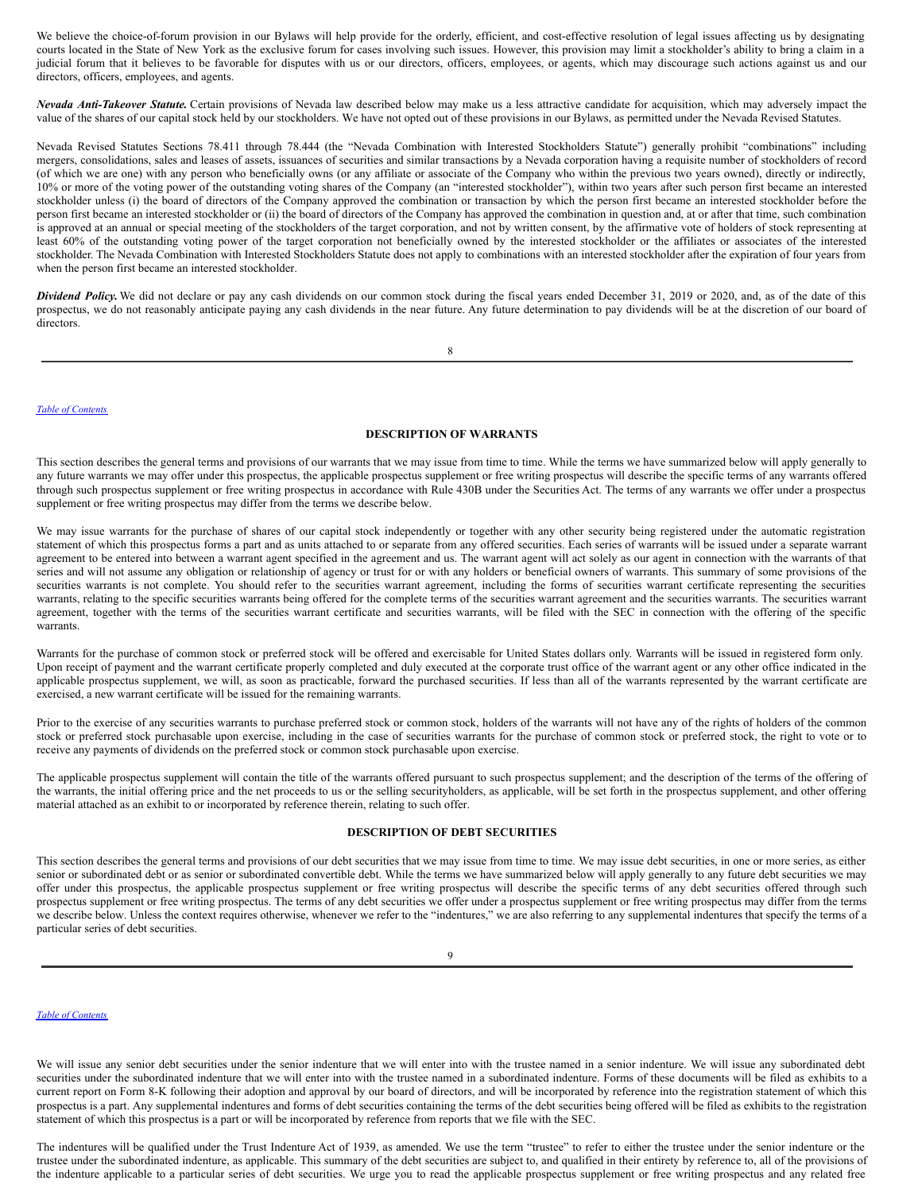We believe the choice-of-forum provision in our Bylaws will help provide for the orderly, efficient, and cost-effective resolution of legal issues affecting us by designating courts located in the State of New York as the exclusive forum for cases involving such issues. However, this provision may limit a stockholder's ability to bring a claim in a judicial forum that it believes to be favorable for disputes with us or our directors, officers, employees, or agents, which may discourage such actions against us and our directors, officers, employees, and agents.

***Nevada Anti-Takeover Statute.*** Certain provisions of Nevada law described below may make us a less attractive candidate for acquisition, which may adversely impact the value of the shares of our capital stock held by our stockholders. We have not opted out of these provisions in our Bylaws, as permitted under the Nevada Revised Statutes.

Nevada Revised Statutes Sections 78.411 through 78.444 (the "Nevada Combination with Interested Stockholders Statute") generally prohibit "combinations" including mergers, consolidations, sales and leases of assets, issuances of securities and similar transactions by a Nevada corporation having a requisite number of stockholders of record (of which we are one) with any person who beneficially owns (or any affiliate or associate of the Company who within the previous two years owned), directly or indirectly, 10% or more of the voting power of the outstanding voting shares of the Company (an "interested stockholder"), within two years after such person first became an interested stockholder unless (i) the board of directors of the Company approved the combination or transaction by which the person first became an interested stockholder before the person first became an interested stockholder or (ii) the board of directors of the Company has approved the combination in question and, at or after that time, such combination is approved at an annual or special meeting of the stockholders of the target corporation, and not by written consent, by the affirmative vote of holders of stock representing at least 60% of the outstanding voting power of the target corporation not beneficially owned by the interested stockholder or the affiliates or associates of the interested stockholder. The Nevada Combination with Interested Stockholders Statute does not apply to combinations with an interested stockholder after the expiration of four years from when the person first became an interested stockholder.

***Dividend Policy.*** We did not declare or pay any cash dividends on our common stock during the fiscal years ended December 31, 2019 or 2020, and, as of the date of this prospectus, we do not reasonably anticipate paying any cash dividends in the near future. Any future determination to pay dividends will be at the discretion of our board of directors.

## DESCRIPTION OF WARRANTS

This section describes the general terms and provisions of our warrants that we may issue from time to time. While the terms we have summarized below will apply generally to any future warrants we may offer under this prospectus, the applicable prospectus supplement or free writing prospectus will describe the specific terms of any warrants offered through such prospectus supplement or free writing prospectus in accordance with Rule 430B under the Securities Act. The terms of any warrants we offer under a prospectus supplement or free writing prospectus may differ from the terms we describe below.

We may issue warrants for the purchase of shares of our capital stock independently or together with any other security being registered under the automatic registration statement of which this prospectus forms a part and as units attached to or separate from any offered securities. Each series of warrants will be issued under a separate warrant agreement to be entered into between a warrant agent specified in the agreement and us. The warrant agent will act solely as our agent in connection with the warrants of that series and will not assume any obligation or relationship of agency or trust for or with any holders or beneficial owners of warrants. This summary of some provisions of the securities warrants is not complete. You should refer to the securities warrant agreement, including the forms of securities warrant certificate representing the securities warrants, relating to the specific securities warrants being offered for the complete terms of the securities warrant agreement and the securities warrants. The securities warrant agreement, together with the terms of the securities warrant certificate and securities warrants, will be filed with the SEC in connection with the offering of the specific warrants.

Warrants for the purchase of common stock or preferred stock will be offered and exercisable for United States dollars only. Warrants will be issued in registered form only. Upon receipt of payment and the warrant certificate properly completed and duly executed at the corporate trust office of the warrant agent or any other office indicated in the applicable prospectus supplement, we will, as soon as practicable, forward the purchased securities. If less than all of the warrants represented by the warrant certificate are exercised, a new warrant certificate will be issued for the remaining warrants.

Prior to the exercise of any securities warrants to purchase preferred stock or common stock, holders of the warrants will not have any of the rights of holders of the common stock or preferred stock purchasable upon exercise, including in the case of securities warrants for the purchase of common stock or preferred stock, the right to vote or to receive any payments of dividends on the preferred stock or common stock purchasable upon exercise.

The applicable prospectus supplement will contain the title of the warrants offered pursuant to such prospectus supplement; and the description of the terms of the offering of the warrants, the initial offering price and the net proceeds to us or the selling securityholders, as applicable, will be set forth in the prospectus supplement, and other offering material attached as an exhibit to or incorporated by reference therein, relating to such offer.

## DESCRIPTION OF DEBT SECURITIES

This section describes the general terms and provisions of our debt securities that we may issue from time to time. We may issue debt securities, in one or more series, as either senior or subordinated debt or as senior or subordinated convertible debt. While the terms we have summarized below will apply generally to any future debt securities we may offer under this prospectus, the applicable prospectus supplement or free writing prospectus will describe the specific terms of any debt securities offered through such prospectus supplement or free writing prospectus. The terms of any debt securities we offer under a prospectus supplement or free writing prospectus may differ from the terms we describe below. Unless the context requires otherwise, whenever we refer to the "indentures," we are also referring to any supplemental indentures that specify the terms of a particular series of debt securities.

We will issue any senior debt securities under the senior indenture that we will enter into with the trustee named in a senior indenture. We will issue any subordinated debt securities under the subordinated indenture that we will enter into with the trustee named in a subordinated indenture. Forms of these documents will be filed as exhibits to a current report on Form 8-K following their adoption and approval by our board of directors, and will be incorporated by reference into the registration statement of which this prospectus is a part. Any supplemental indentures and forms of debt securities containing the terms of the debt securities being offered will be filed as exhibits to the registration statement of which this prospectus is a part or will be incorporated by reference from reports that we file with the SEC.

The indentures will be qualified under the Trust Indenture Act of 1939, as amended. We use the term "trustee" to refer to either the trustee under the senior indenture or the trustee under the subordinated indenture, as applicable. This summary of the debt securities are subject to, and qualified in their entirety by reference to, all of the provisions of the indenture applicable to a particular series of debt securities. We urge you to read the applicable prospectus supplement or free writing prospectus and any related free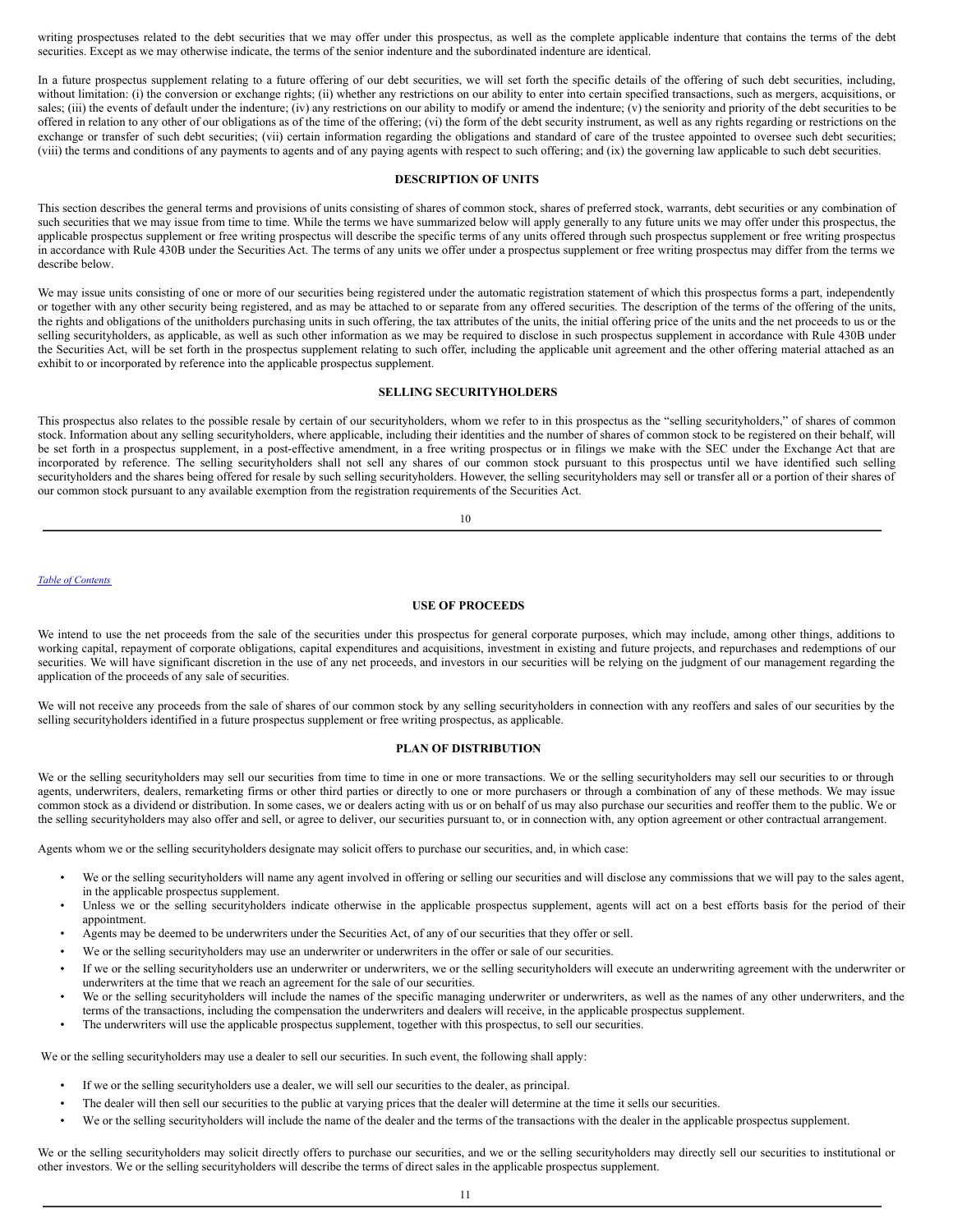writing prospectuses related to the debt securities that we may offer under this prospectus, as well as the complete applicable indenture that contains the terms of the debt securities. Except as we may otherwise indicate, the terms of the senior indenture and the subordinated indenture are identical.

In a future prospectus supplement relating to a future offering of our debt securities, we will set forth the specific details of the offering of such debt securities, including, without limitation: (i) the conversion or exchange rights; (ii) whether any restrictions on our ability to enter into certain specified transactions, such as mergers, acquisitions, or sales; (iii) the events of default under the indenture; (iv) any restrictions on our ability to modify or amend the indenture; (v) the seniority and priority of the debt securities to be offered in relation to any other of our obligations as of the time of the offering; (vi) the form of the debt security instrument, as well as any rights regarding or restrictions on the exchange or transfer of such debt securities; (vii) certain information regarding the obligations and standard of care of the trustee appointed to oversee such debt securities; (viii) the terms and conditions of any payments to agents and of any paying agents with respect to such offering; and (ix) the governing law applicable to such debt securities.

## DESCRIPTION OF UNITS

This section describes the general terms and provisions of units consisting of shares of common stock, shares of preferred stock, warrants, debt securities or any combination of such securities that we may issue from time to time. While the terms we have summarized below will apply generally to any future units we may offer under this prospectus, the applicable prospectus supplement or free writing prospectus will describe the specific terms of any units offered through such prospectus supplement or free writing prospectus in accordance with Rule 430B under the Securities Act. The terms of any units we offer under a prospectus supplement or free writing prospectus may differ from the terms we describe below.

We may issue units consisting of one or more of our securities being registered under the automatic registration statement of which this prospectus forms a part, independently or together with any other security being registered, and as may be attached to or separate from any offered securities. The description of the terms of the offering of the units, the rights and obligations of the unitholders purchasing units in such offering, the tax attributes of the units, the initial offering price of the units and the net proceeds to us or the selling securityholders, as applicable, as well as such other information as we may be required to disclose in such prospectus supplement in accordance with Rule 430B under the Securities Act, will be set forth in the prospectus supplement relating to such offer, including the applicable unit agreement and the other offering material attached as an exhibit to or incorporated by reference into the applicable prospectus supplement.

## SELLING SECURITYHOLDERS

This prospectus also relates to the possible resale by certain of our securityholders, whom we refer to in this prospectus as the "selling securityholders," of shares of common stock. Information about any selling securityholders, where applicable, including their identities and the number of shares of common stock to be registered on their behalf, will be set forth in a prospectus supplement, in a post-effective amendment, in a free writing prospectus or in filings we make with the SEC under the Exchange Act that are incorporated by reference. The selling securityholders shall not sell any shares of our common stock pursuant to this prospectus until we have identified such selling securityholders and the shares being offered for resale by such selling securityholders. However, the selling securityholders may sell or transfer all or a portion of their shares of our common stock pursuant to any available exemption from the registration requirements of the Securities Act.

## USE OF PROCEEDS

We intend to use the net proceeds from the sale of the securities under this prospectus for general corporate purposes, which may include, among other things, additions to working capital, repayment of corporate obligations, capital expenditures and acquisitions, investment in existing and future projects, and repurchases and redemptions of our securities. We will have significant discretion in the use of any net proceeds, and investors in our securities will be relying on the judgment of our management regarding the application of the proceeds of any sale of securities.

We will not receive any proceeds from the sale of shares of our common stock by any selling securityholders in connection with any reoffers and sales of our securities by the selling securityholders identified in a future prospectus supplement or free writing prospectus, as applicable.

## PLAN OF DISTRIBUTION

We or the selling securityholders may sell our securities from time to time in one or more transactions. We or the selling securityholders may sell our securities to or through agents, underwriters, dealers, remarketing firms or other third parties or directly to one or more purchasers or through a combination of any of these methods. We may issue common stock as a dividend or distribution. In some cases, we or dealers acting with us or on behalf of us may also purchase our securities and reoffer them to the public. We or the selling securityholders may also offer and sell, or agree to deliver, our securities pursuant to, or in connection with, any option agreement or other contractual arrangement.

Agents whom we or the selling securityholders designate may solicit offers to purchase our securities, and, in which case:

- We or the selling securityholders will name any agent involved in offering or selling our securities and will disclose any commissions that we will pay to the sales agent, in the applicable prospectus supplement.
- Unless we or the selling securityholders indicate otherwise in the applicable prospectus supplement, agents will act on a best efforts basis for the period of their appointment.
- Agents may be deemed to be underwriters under the Securities Act, of any of our securities that they offer or sell.
- We or the selling securityholders may use an underwriter or underwriters in the offer or sale of our securities.
- If we or the selling securityholders use an underwriter or underwriters, we or the selling securityholders will execute an underwriting agreement with the underwriter or underwriters at the time that we reach an agreement for the sale of our securities.
- We or the selling securityholders will include the names of the specific managing underwriter or underwriters, as well as the names of any other underwriters, and the terms of the transactions, including the compensation the underwriters and dealers will receive, in the applicable prospectus supplement.
- The underwriters will use the applicable prospectus supplement, together with this prospectus, to sell our securities.

We or the selling securityholders may use a dealer to sell our securities. In such event, the following shall apply:

- If we or the selling securityholders use a dealer, we will sell our securities to the dealer, as principal.
- The dealer will then sell our securities to the public at varying prices that the dealer will determine at the time it sells our securities.
- We or the selling securityholders will include the name of the dealer and the terms of the transactions with the dealer in the applicable prospectus supplement.

We or the selling securityholders may solicit directly offers to purchase our securities, and we or the selling securityholders may directly sell our securities to institutional or other investors. We or the selling securityholders will describe the terms of direct sales in the applicable prospectus supplement.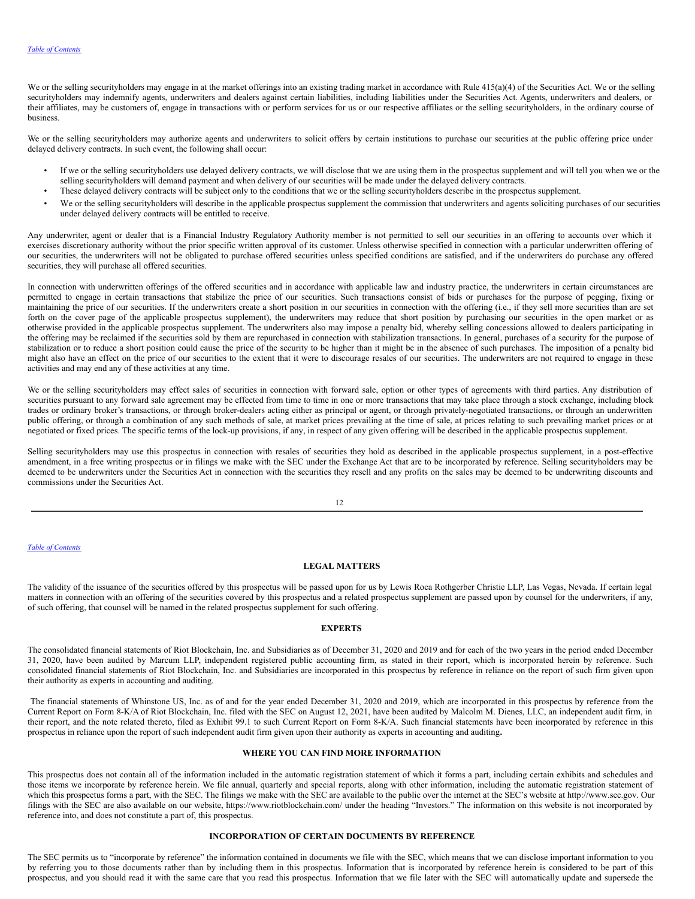We or the selling securityholders may engage in at the market offerings into an existing trading market in accordance with Rule 415(a)(4) of the Securities Act. We or the selling securityholders may indemnify agents, underwriters and dealers against certain liabilities, including liabilities under the Securities Act. Agents, underwriters and dealers, or their affiliates, may be customers of, engage in transactions with or perform services for us or our respective affiliates or the selling securityholders, in the ordinary course of business.

We or the selling securityholders may authorize agents and underwriters to solicit offers by certain institutions to purchase our securities at the public offering price under delayed delivery contracts. In such event, the following shall occur:

- If we or the selling securityholders use delayed delivery contracts, we will disclose that we are using them in the prospectus supplement and will tell you when we or the selling securityholders will demand payment and when delivery of our securities will be made under the delayed delivery contracts.
- These delayed delivery contracts will be subject only to the conditions that we or the selling securityholders describe in the prospectus supplement.
- We or the selling securityholders will describe in the applicable prospectus supplement the commission that underwriters and agents soliciting purchases of our securities under delayed delivery contracts will be entitled to receive.

Any underwriter, agent or dealer that is a Financial Industry Regulatory Authority member is not permitted to sell our securities in an offering to accounts over which it exercises discretionary authority without the prior specific written approval of its customer. Unless otherwise specified in connection with a particular underwritten offering of our securities, the underwriters will not be obligated to purchase offered securities unless specified conditions are satisfied, and if the underwriters do purchase any offered securities, they will purchase all offered securities.

In connection with underwritten offerings of the offered securities and in accordance with applicable law and industry practice, the underwriters in certain circumstances are permitted to engage in certain transactions that stabilize the price of our securities. Such transactions consist of bids or purchases for the purpose of pegging, fixing or maintaining the price of our securities. If the underwriters create a short position in our securities in connection with the offering (i.e., if they sell more securities than are set forth on the cover page of the applicable prospectus supplement), the underwriters may reduce that short position by purchasing our securities in the open market or as otherwise provided in the applicable prospectus supplement. The underwriters also may impose a penalty bid, whereby selling concessions allowed to dealers participating in the offering may be reclaimed if the securities sold by them are repurchased in connection with stabilization transactions. In general, purchases of a security for the purpose of stabilization or to reduce a short position could cause the price of the security to be higher than it might be in the absence of such purchases. The imposition of a penalty bid might also have an effect on the price of our securities to the extent that it were to discourage resales of our securities. The underwriters are not required to engage in these activities and may end any of these activities at any time.

We or the selling securityholders may effect sales of securities in connection with forward sale, option or other types of agreements with third parties. Any distribution of securities pursuant to any forward sale agreement may be effected from time to time in one or more transactions that may take place through a stock exchange, including block trades or ordinary broker's transactions, or through broker-dealers acting either as principal or agent, or through privately-negotiated transactions, or through an underwritten public offering, or through a combination of any such methods of sale, at market prices prevailing at the time of sale, at prices relating to such prevailing market prices or at negotiated or fixed prices. The specific terms of the lock-up provisions, if any, in respect of any given offering will be described in the applicable prospectus supplement.

Selling securityholders may use this prospectus in connection with resales of securities they hold as described in the applicable prospectus supplement, in a post-effective amendment, in a free writing prospectus or in filings we make with the SEC under the Exchange Act that are to be incorporated by reference. Selling securityholders may be deemed to be underwriters under the Securities Act in connection with the securities they resell and any profits on the sales may be deemed to be underwriting discounts and commissions under the Securities Act.

## LEGAL MATTERS

The validity of the issuance of the securities offered by this prospectus will be passed upon for us by Lewis Roca Rothgerber Christie LLP, Las Vegas, Nevada. If certain legal matters in connection with an offering of the securities covered by this prospectus and a related prospectus supplement are passed upon by counsel for the underwriters, if any, of such offering, that counsel will be named in the related prospectus supplement for such offering.

## EXPERTS

The consolidated financial statements of Riot Blockchain, Inc. and Subsidiaries as of December 31, 2020 and 2019 and for each of the two years in the period ended December 31, 2020, have been audited by Marcum LLP, independent registered public accounting firm, as stated in their report, which is incorporated herein by reference. Such consolidated financial statements of Riot Blockchain, Inc. and Subsidiaries are incorporated in this prospectus by reference in reliance on the report of such firm given upon their authority as experts in accounting and auditing.

The financial statements of Whinstone US, Inc. as of and for the year ended December 31, 2020 and 2019, which are incorporated in this prospectus by reference from the Current Report on Form 8-K/A of Riot Blockchain, Inc. filed with the SEC on August 12, 2021, have been audited by Malcolm M. Dienes, LLC, an independent audit firm, in their report, and the note related thereto, filed as Exhibit 99.1 to such Current Report on Form 8-K/A. Such financial statements have been incorporated by reference in this prospectus in reliance upon the report of such independent audit firm given upon their authority as experts in accounting and auditing.

## WHERE YOU CAN FIND MORE INFORMATION

This prospectus does not contain all of the information included in the automatic registration statement of which it forms a part, including certain exhibits and schedules and those items we incorporate by reference herein. We file annual, quarterly and special reports, along with other information, including the automatic registration statement of which this prospectus forms a part, with the SEC. The filings we make with the SEC are available to the public over the internet at the SEC's website at http://www.sec.gov. Our filings with the SEC are also available on our website, https://www.riotblockchain.com/ under the heading "Investors." The information on this website is not incorporated by reference into, and does not constitute a part of, this prospectus.

## INCORPORATION OF CERTAIN DOCUMENTS BY REFERENCE

The SEC permits us to "incorporate by reference" the information contained in documents we file with the SEC, which means that we can disclose important information to you by referring you to those documents rather than by including them in this prospectus. Information that is incorporated by reference herein is considered to be part of this prospectus, and you should read it with the same care that you read this prospectus. Information that we file later with the SEC will automatically update and supersede the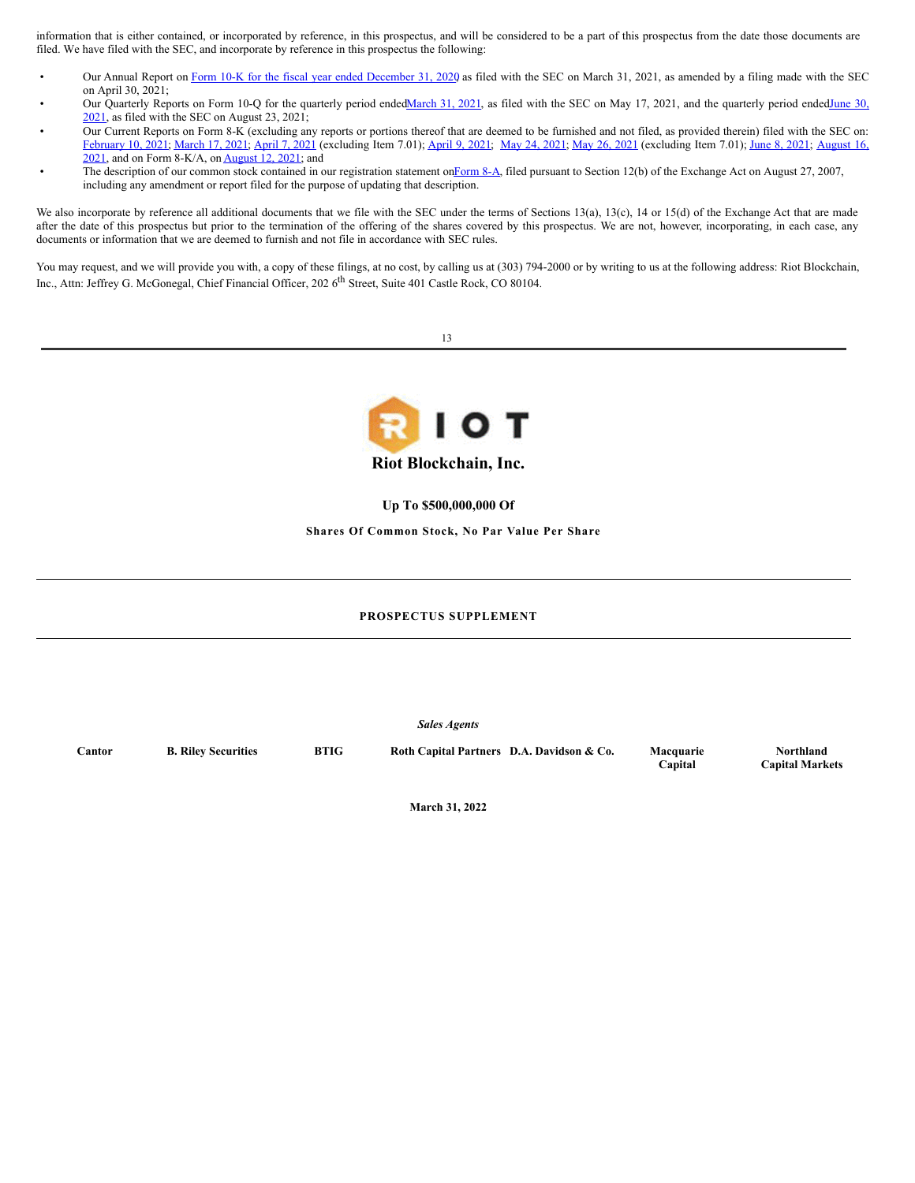information that is either contained, or incorporated by reference, in this prospectus, and will be considered to be a part of this prospectus from the date those documents are filed. We have filed with the SEC, and incorporate by reference in this prospectus the following:

- Our Annual Report on Form 10-K for the fiscal year ended December 31, 2020 as filed with the SEC on March 31, 2021, as amended by a filing made with the SEC on April 30, 2021;
- Our Quarterly Reports on Form 10-Q for the quarterly period ended March 31, 2021, as filed with the SEC on May 17, 2021, and the quarterly period ended June 30, 2021, as filed with the SEC on August 23, 2021;
- Our Current Reports on Form 8-K (excluding any reports or portions thereof that are deemed to be furnished and not filed, as provided therein) filed with the SEC on: February 10, 2021; March 17, 2021; April 7, 2021 (excluding Item 7.01); April 9, 2021; May 24, 2021; May 26, 2021 (excluding Item 7.01); June 8, 2021; August 16, 2021, and on Form 8-K/A, on August 12, 2021; and
- The description of our common stock contained in our registration statement on Form 8-A, filed pursuant to Section 12(b) of the Exchange Act on August 27, 2007, including any amendment or report filed for the purpose of updating that description.

We also incorporate by reference all additional documents that we file with the SEC under the terms of Sections 13(a), 13(c), 14 or 15(d) of the Exchange Act that are made after the date of this prospectus but prior to the termination of the offering of the shares covered by this prospectus. We are not, however, incorporating, in each case, any documents or information that we are deemed to furnish and not file in accordance with SEC rules.

You may request, and we will provide you with, a copy of these filings, at no cost, by calling us at (303) 794-2000 or by writing to us at the following address: Riot Blockchain, Inc., Attn: Jeffrey G. McGonegal, Chief Financial Officer, 202 6th Street, Suite 401 Castle Rock, CO 80104.

---

RIOT

**Riot Blockchain, Inc.**

**Up To $500,000,000 Of**

**Shares Of Common Stock, No Par Value Per Share**

---

**PROSPECTUS SUPPLEMENT**

---

***Sales Agents***

| Cantor | B. Riley Securities | BTIG | Roth Capital Partners | D.A. Davidson & Co. | Macquarie Capital | Northland Capital Markets |
|---|---|---|---|---|---|---|

**March 31, 2022**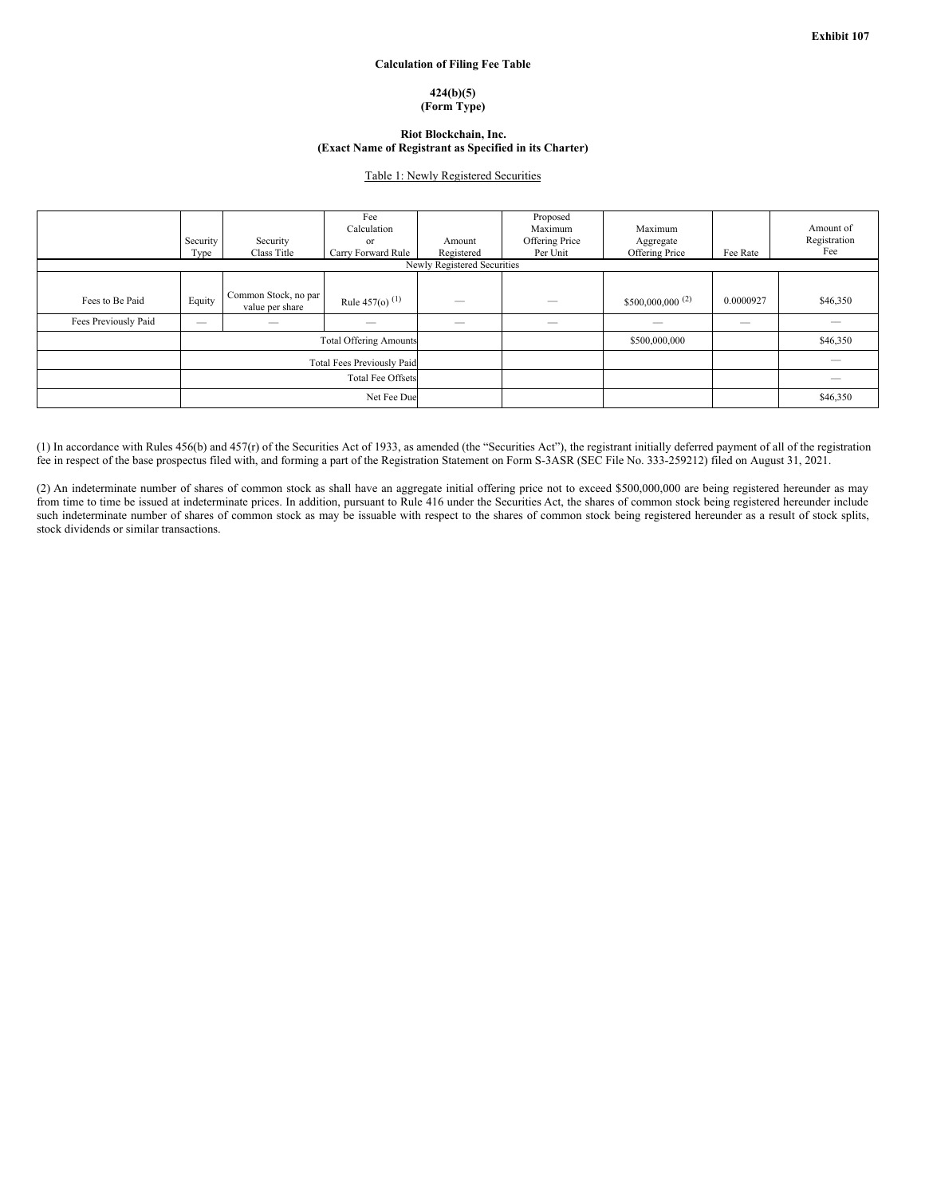**Exhibit 107**

**Calculation of Filing Fee Table**

**424(b)(5)**
**(Form Type)**

**Riot Blockchain, Inc.**
**(Exact Name of Registrant as Specified in its Charter)**

Table 1: Newly Registered Securities

| | Security Type | Security Class Title | Fee Calculation or Carry Forward Rule | Amount Registered | Proposed Maximum Offering Price Per Unit | Maximum Aggregate Offering Price | Fee Rate | Amount of Registration Fee |
|---|---|---|---|---|---|---|---|---|
| Newly Registered Securities | | | | | | | | |
| Fees to Be Paid | Equity | Common Stock, no par value per share | Rule 457(o) (1) | — | — | $500,000,000 (2) | 0.0000927 | $46,350 |
| Fees Previously Paid | — | — | — | — | — | — | — | — |
| | Total Offering Amounts | | | | | $500,000,000 | | $46,350 |
| | Total Fees Previously Paid | | | | | | | — |
| | Total Fee Offsets | | | | | | | — |
| | Net Fee Due | | | | | | | $46,350 |

(1) In accordance with Rules 456(b) and 457(r) of the Securities Act of 1933, as amended (the "Securities Act"), the registrant initially deferred payment of all of the registration fee in respect of the base prospectus filed with, and forming a part of the Registration Statement on Form S-3ASR (SEC File No. 333-259212) filed on August 31, 2021.

(2) An indeterminate number of shares of common stock as shall have an aggregate initial offering price not to exceed $500,000,000 are being registered hereunder as may from time to time be issued at indeterminate prices. In addition, pursuant to Rule 416 under the Securities Act, the shares of common stock being registered hereunder include such indeterminate number of shares of common stock as may be issuable with respect to the shares of common stock being registered hereunder as a result of stock splits, stock dividends or similar transactions.